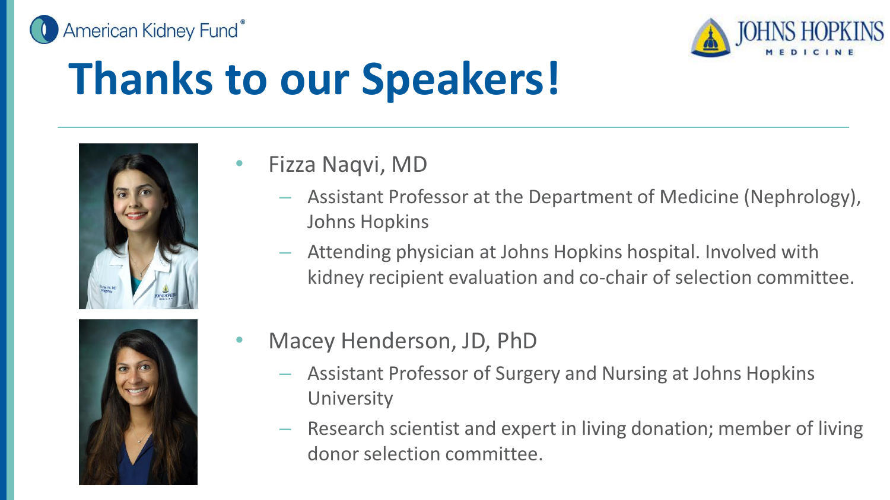# Thanks to our Speakers!

- Fizza Naqvi, MD
  - Assistant Professor at the Department of Medicine (Nephrology), Johns Hopkins
  - Attending physician at Johns Hopkins hospital. Involved with kidney recipient evaluation and co-chair of selection committee.
- Macey Henderson, JD, PhD
  - Assistant Professor of Surgery and Nursing at Johns Hopkins University
  - Research scientist and expert in living donation; member of living donor selection committee.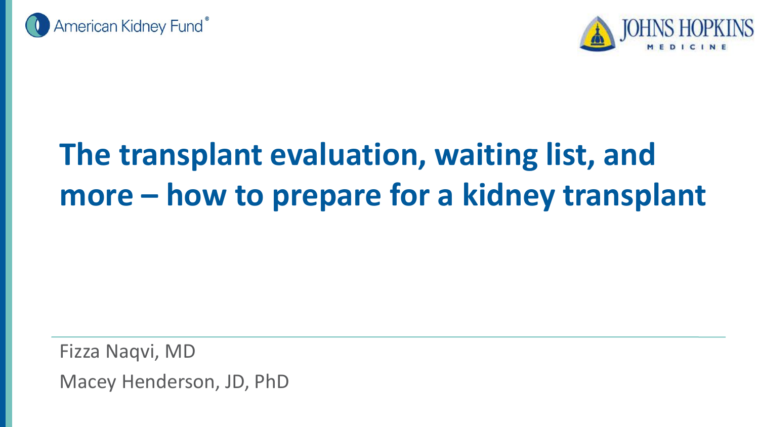American Kidney Fund®

JOHNS HOPKINS MEDICINE

# The transplant evaluation, waiting list, and more – how to prepare for a kidney transplant

Fizza Naqvi, MD

Macey Henderson, JD, PhD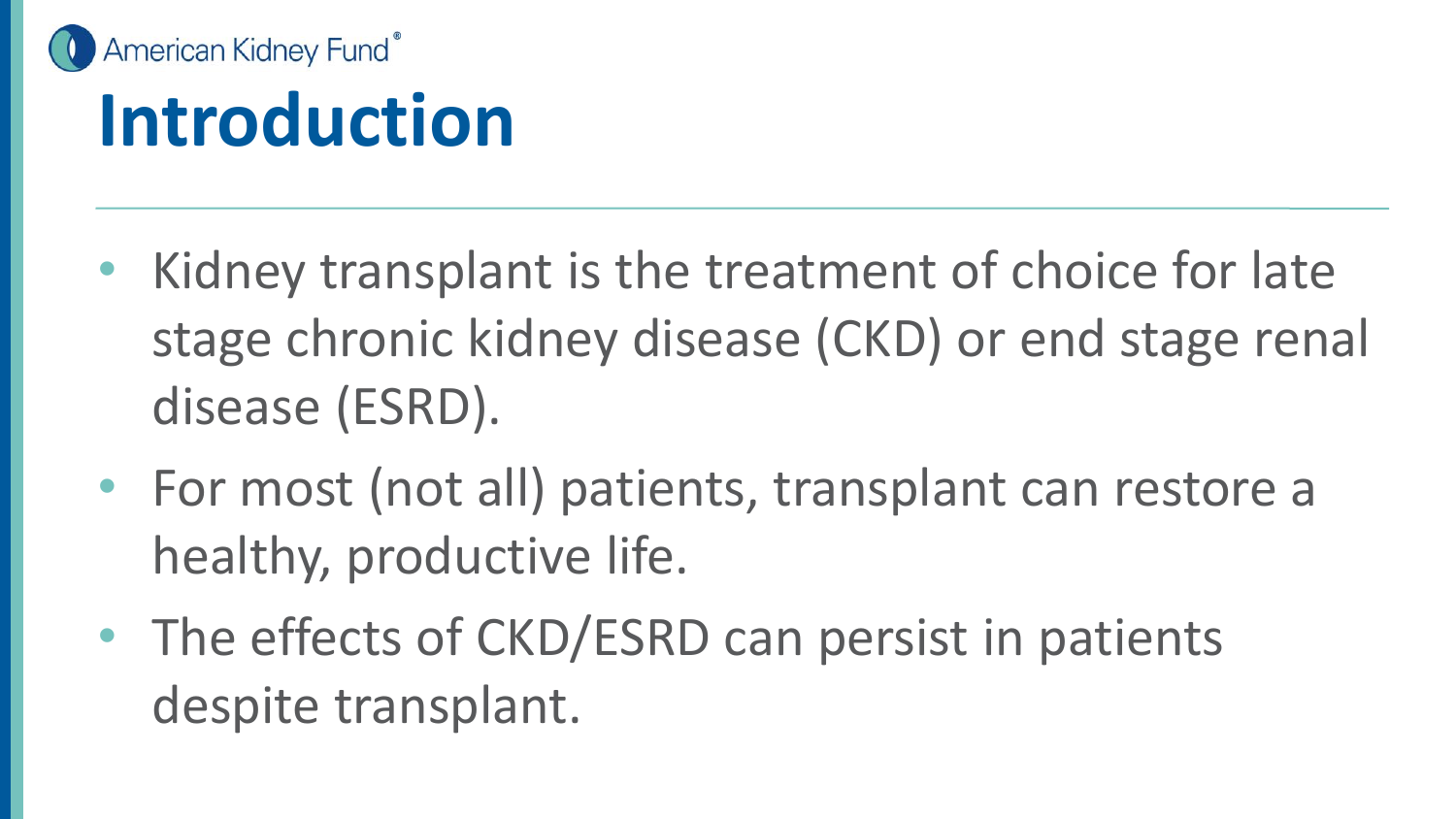# Introduction

- Kidney transplant is the treatment of choice for late stage chronic kidney disease (CKD) or end stage renal disease (ESRD).
- For most (not all) patients, transplant can restore a healthy, productive life.
- The effects of CKD/ESRD can persist in patients despite transplant.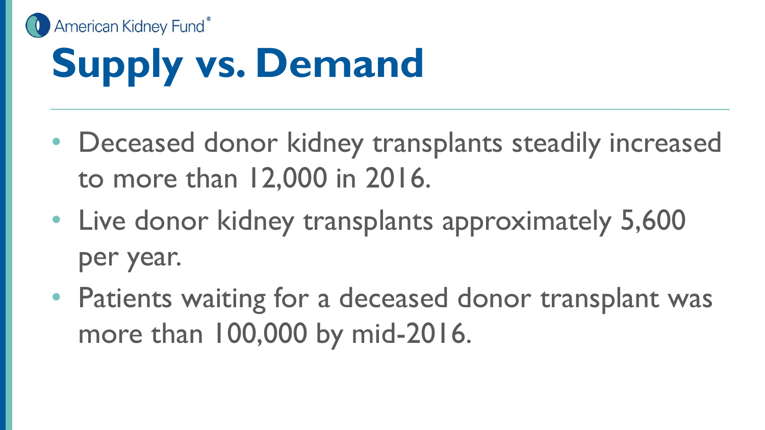# Supply vs. Demand

- Deceased donor kidney transplants steadily increased to more than 12,000 in 2016.
- Live donor kidney transplants approximately 5,600 per year.
- Patients waiting for a deceased donor transplant was more than 100,000 by mid-2016.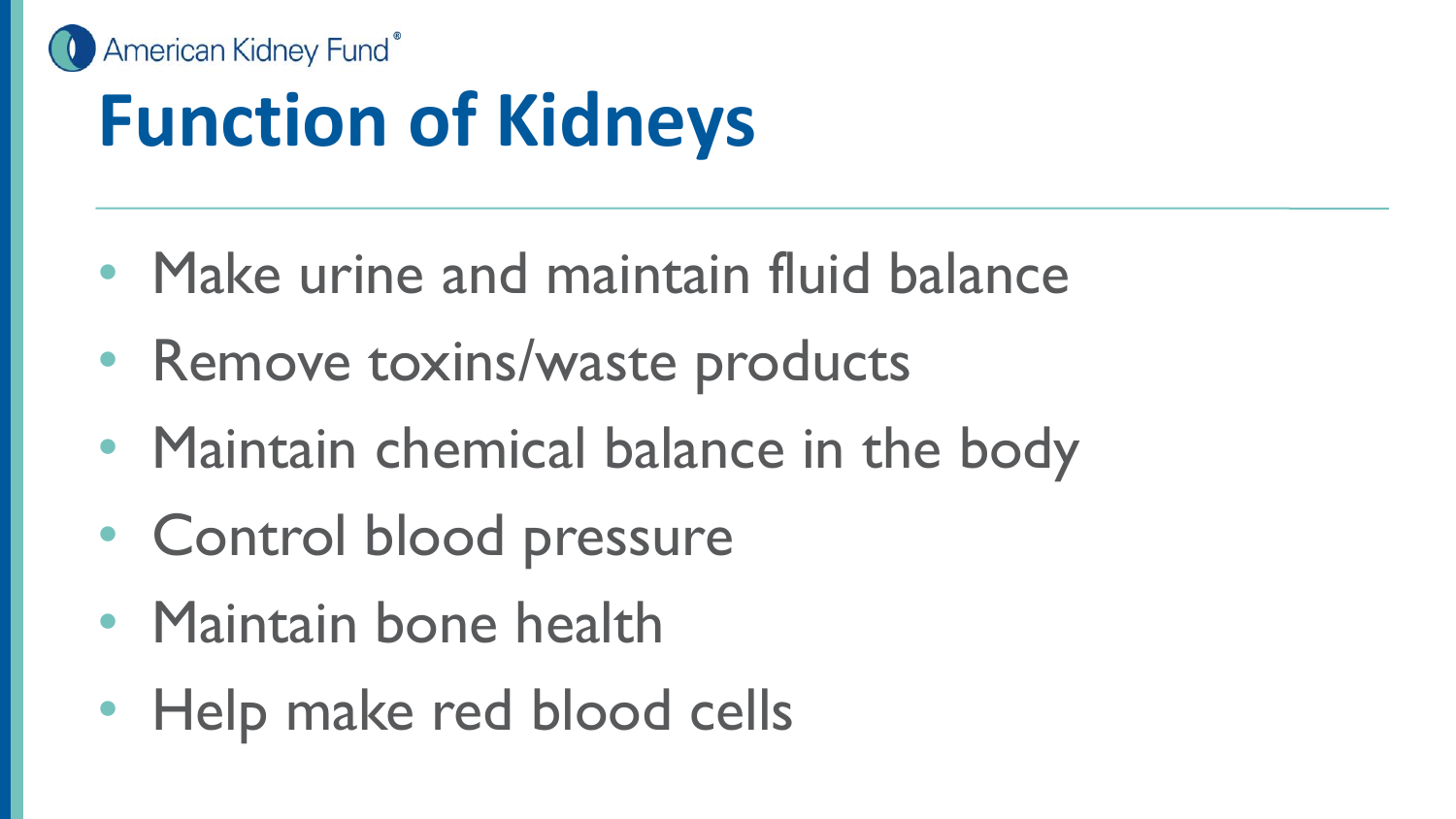# Function of Kidneys

- Make urine and maintain fluid balance
- Remove toxins/waste products
- Maintain chemical balance in the body
- Control blood pressure
- Maintain bone health
- Help make red blood cells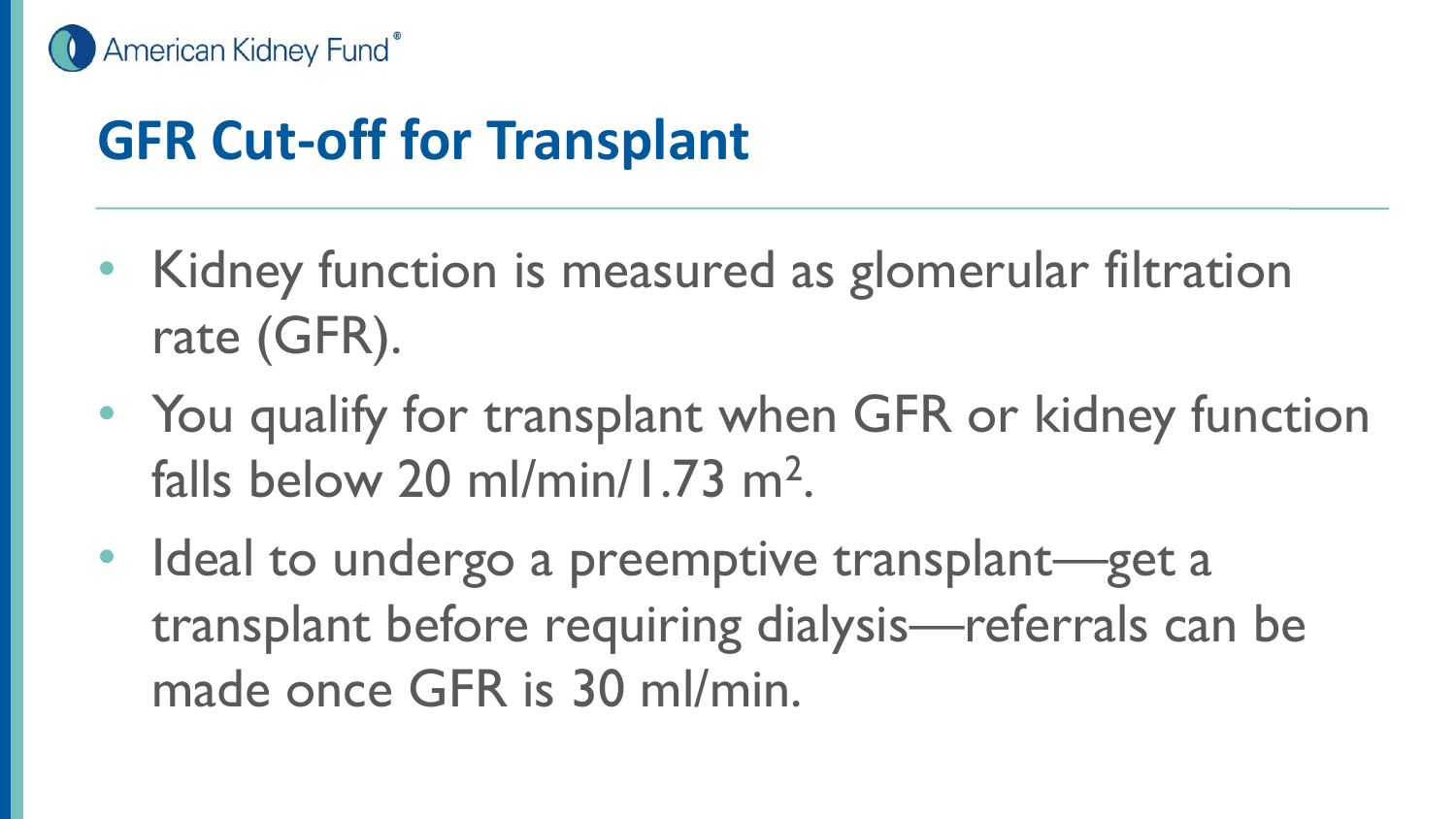# GFR Cut-off for Transplant

- Kidney function is measured as glomerular filtration rate (GFR).
- You qualify for transplant when GFR or kidney function falls below 20 ml/min/1.73 $m^2$.
- Ideal to undergo a preemptive transplant—get a transplant before requiring dialysis—referrals can be made once GFR is 30 ml/min.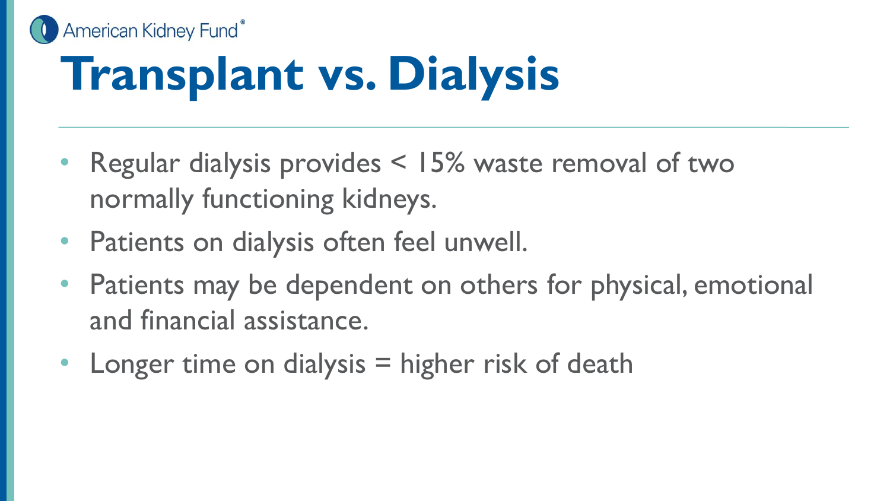# Transplant vs. Dialysis

- Regular dialysis provides < 15% waste removal of two normally functioning kidneys.
- Patients on dialysis often feel unwell.
- Patients may be dependent on others for physical, emotional and financial assistance.
- Longer time on dialysis = higher risk of death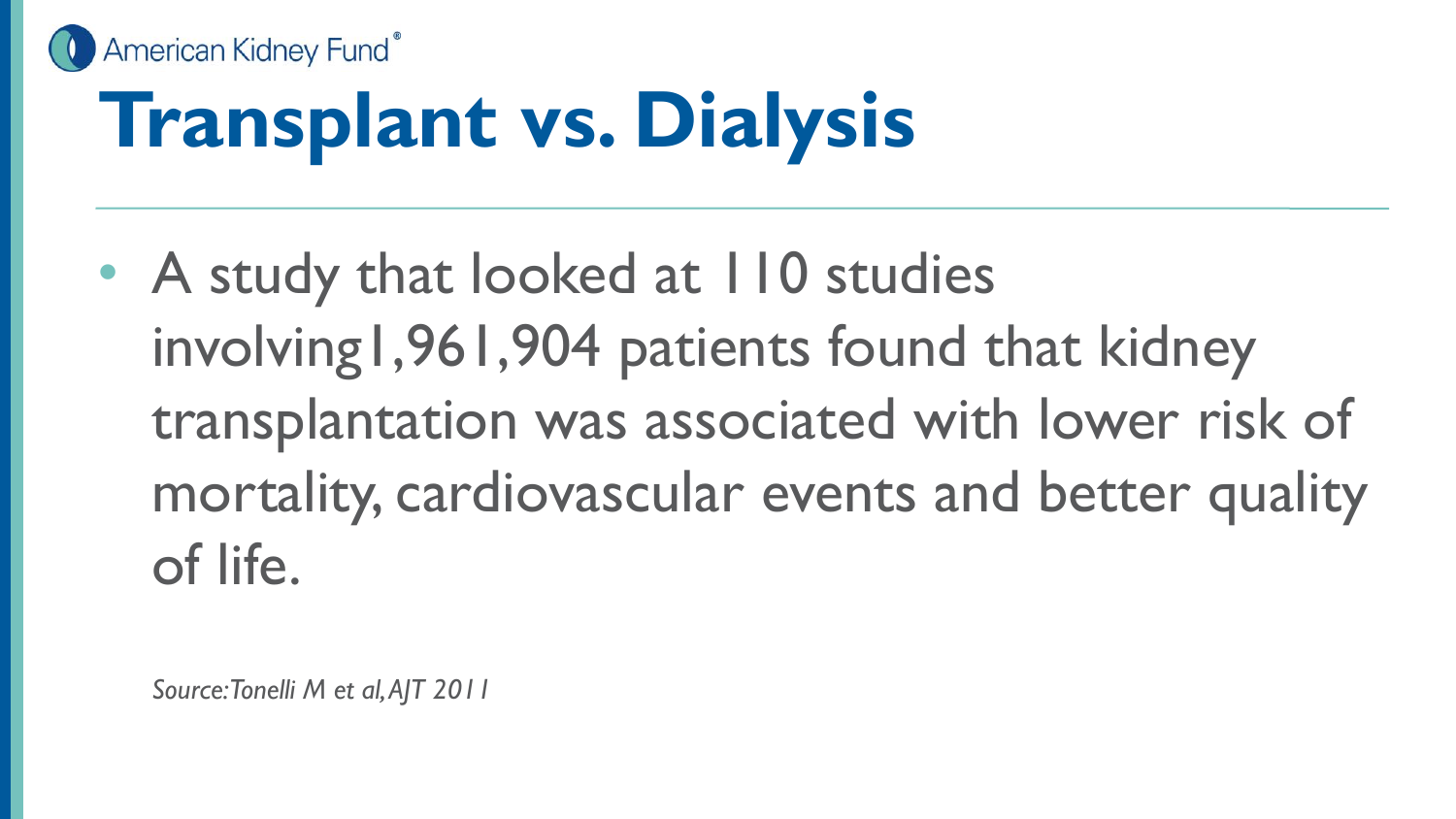# Transplant vs. Dialysis

- A study that looked at 110 studies involving1,961,904 patients found that kidney transplantation was associated with lower risk of mortality, cardiovascular events and better quality of life.

*Source: Tonelli M et al, AJT 2011*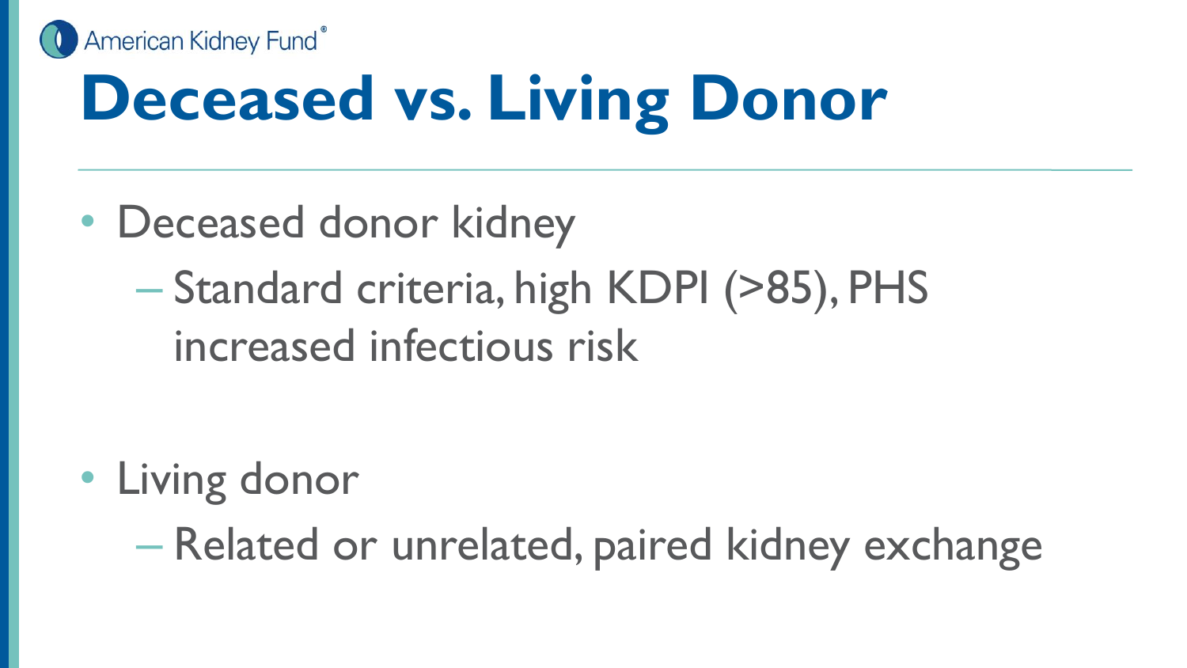# Deceased vs. Living Donor

- Deceased donor kidney
  - Standard criteria, high KDPI (>85), PHS increased infectious risk

- Living donor
  - Related or unrelated, paired kidney exchange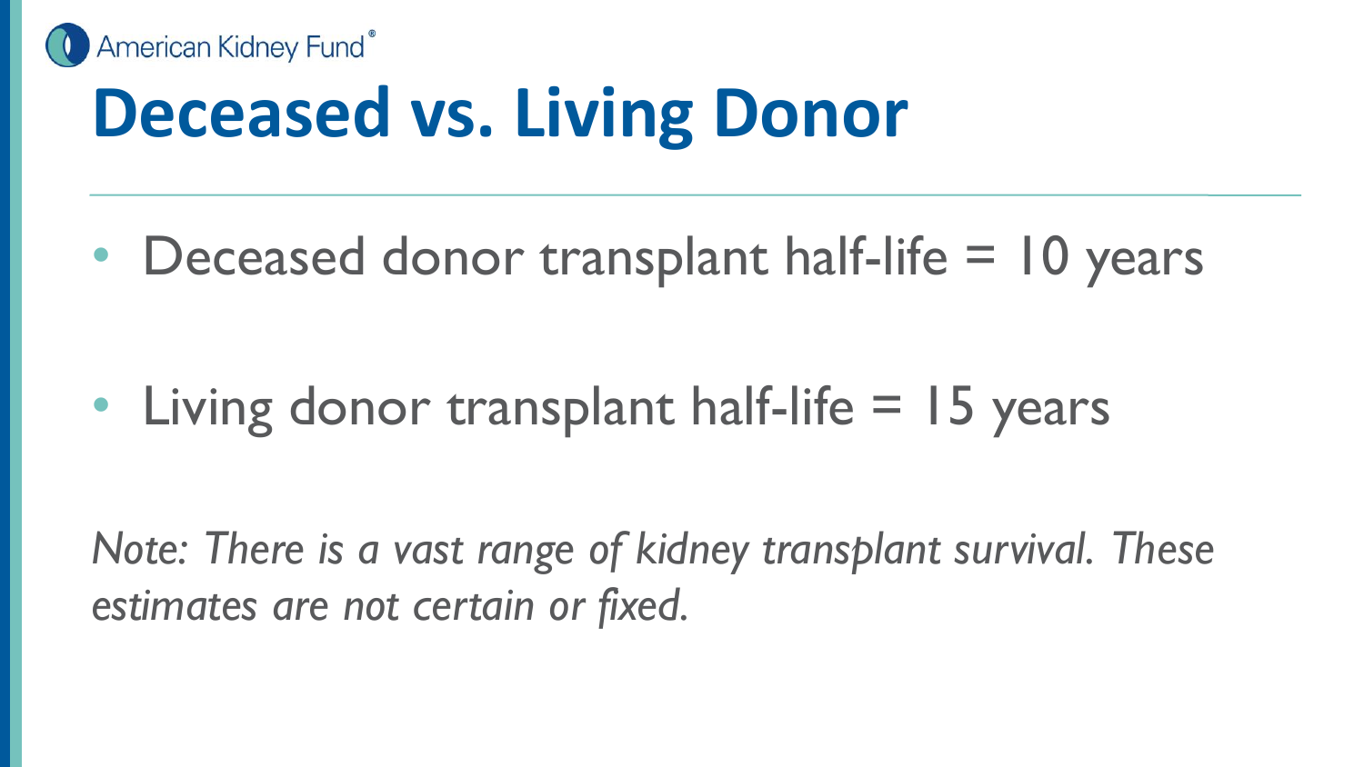# Deceased vs. Living Donor

- Deceased donor transplant half-life = 10 years
- Living donor transplant half-life = 15 years

*Note: There is a vast range of kidney transplant survival. These estimates are not certain or fixed.*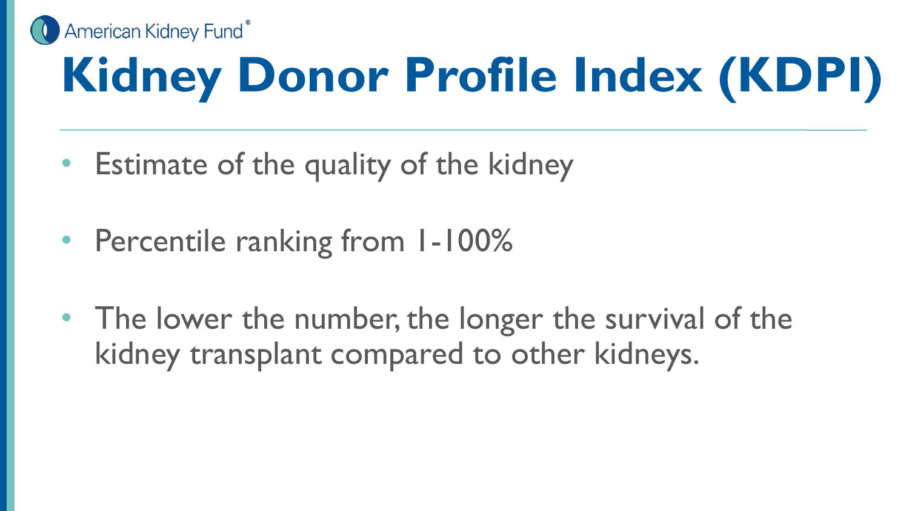# Kidney Donor Profile Index (KDPI)

- Estimate of the quality of the kidney
- Percentile ranking from 1-100%
- The lower the number, the longer the survival of the kidney transplant compared to other kidneys.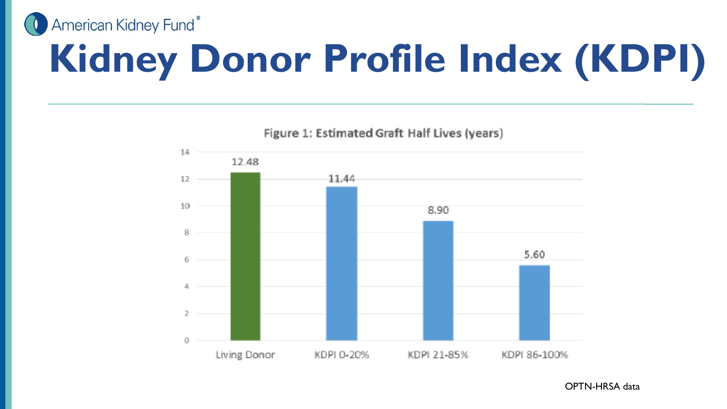# Kidney Donor Profile Index (KDPI)

**Figure 1: Estimated Graft Half Lives (years)**

| Category | Estimated Graft Half Life (years) |
| --- | --- |
| Living Donor | 12.48 |
| KDPI 0-20% | 11.44 |
| KDPI 21-85% | 8.90 |
| KDPI 86-100% | 5.60 |

OPTN-HRSA data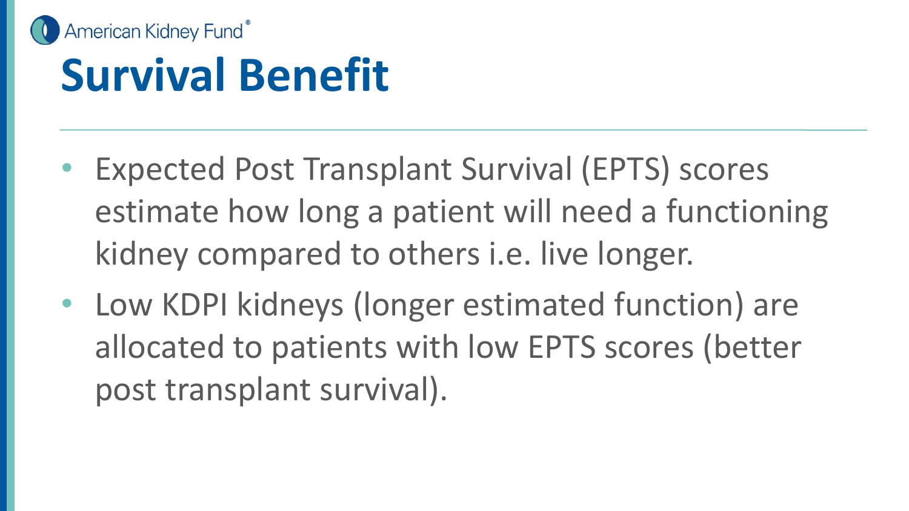# Survival Benefit

- Expected Post Transplant Survival (EPTS) scores estimate how long a patient will need a functioning kidney compared to others i.e. live longer.
- Low KDPI kidneys (longer estimated function) are allocated to patients with low EPTS scores (better post transplant survival).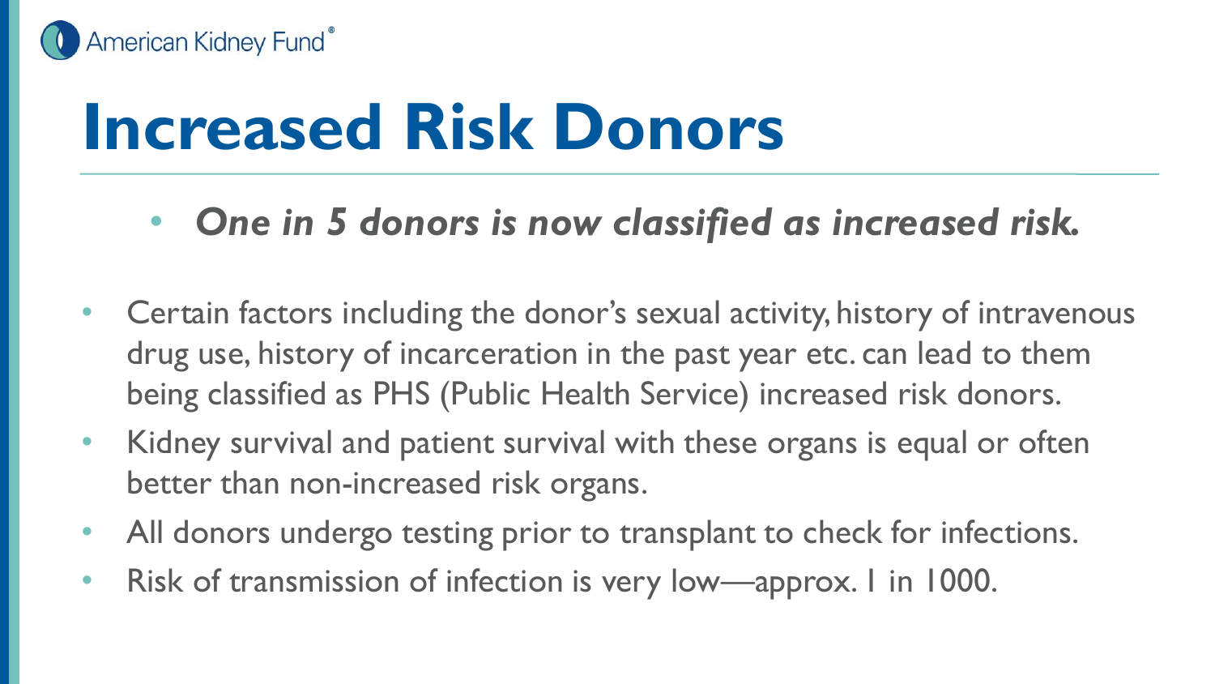# Increased Risk Donors

- ***One in 5 donors is now classified as increased risk.***

- Certain factors including the donor's sexual activity, history of intravenous drug use, history of incarceration in the past year etc. can lead to them being classified as PHS (Public Health Service) increased risk donors.
- Kidney survival and patient survival with these organs is equal or often better than non-increased risk organs.
- All donors undergo testing prior to transplant to check for infections.
- Risk of transmission of infection is very low—approx. 1 in 1000.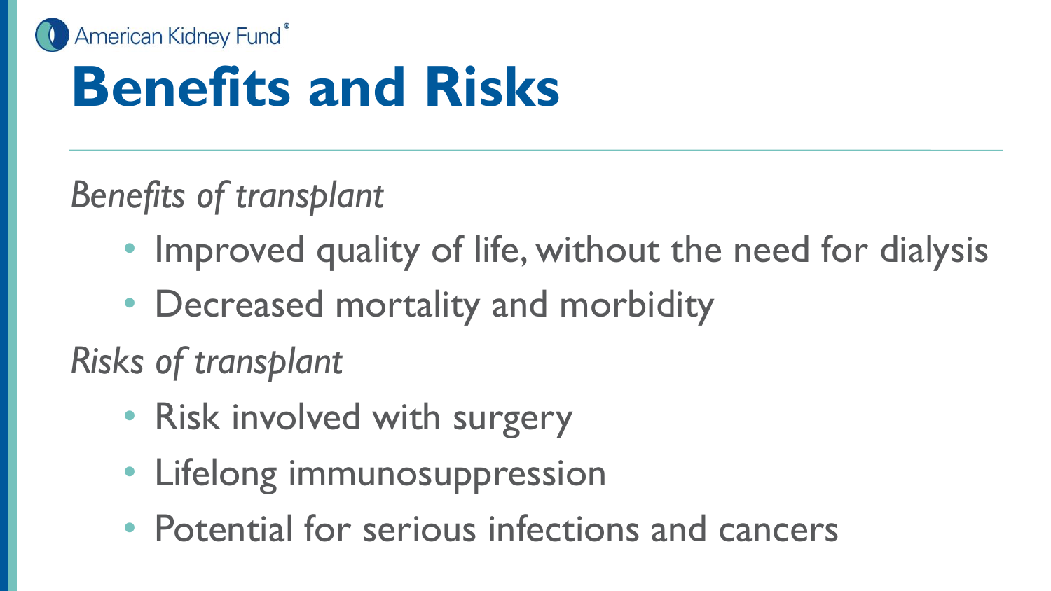# Benefits and Risks

*Benefits of transplant*

- Improved quality of life, without the need for dialysis
- Decreased mortality and morbidity

*Risks of transplant*

- Risk involved with surgery
- Lifelong immunosuppression
- Potential for serious infections and cancers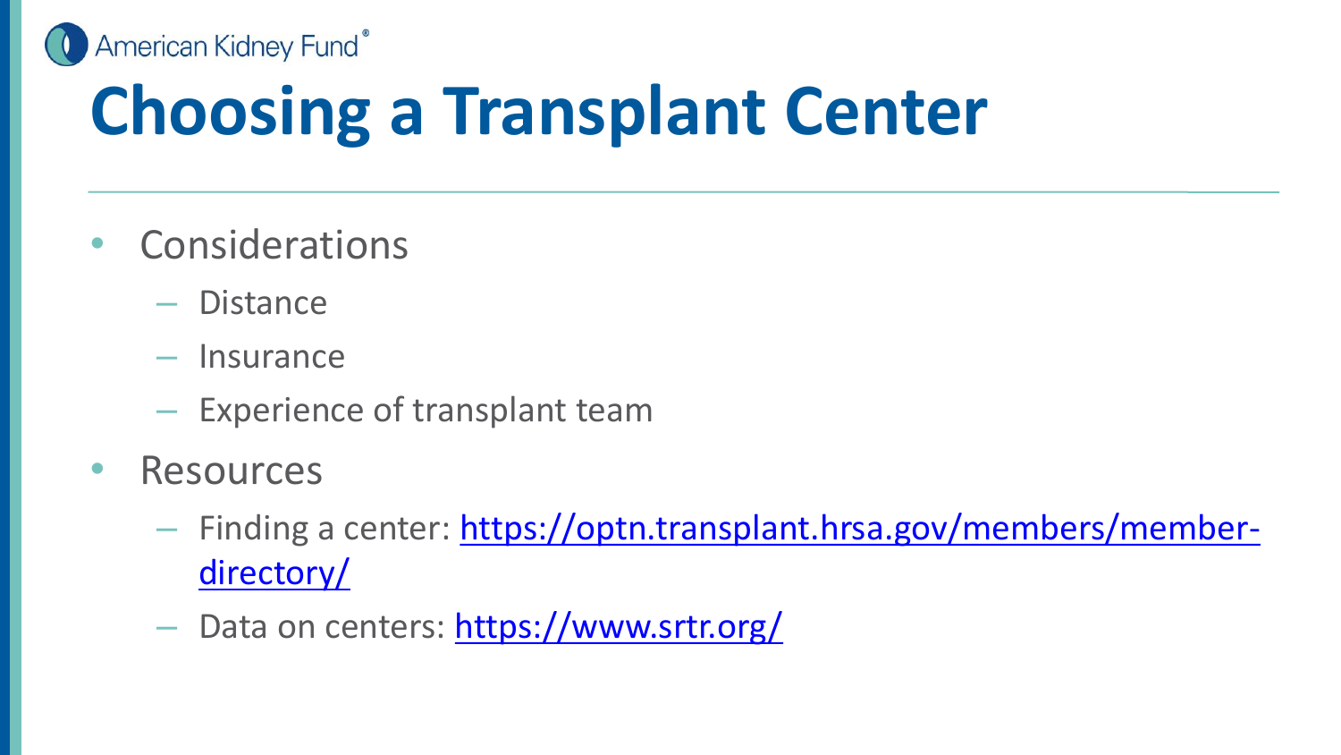# Choosing a Transplant Center

- Considerations
  - Distance
  - Insurance
  - Experience of transplant team
- Resources
  - Finding a center: https://optn.transplant.hrsa.gov/members/member-directory/
  - Data on centers: https://www.srtr.org/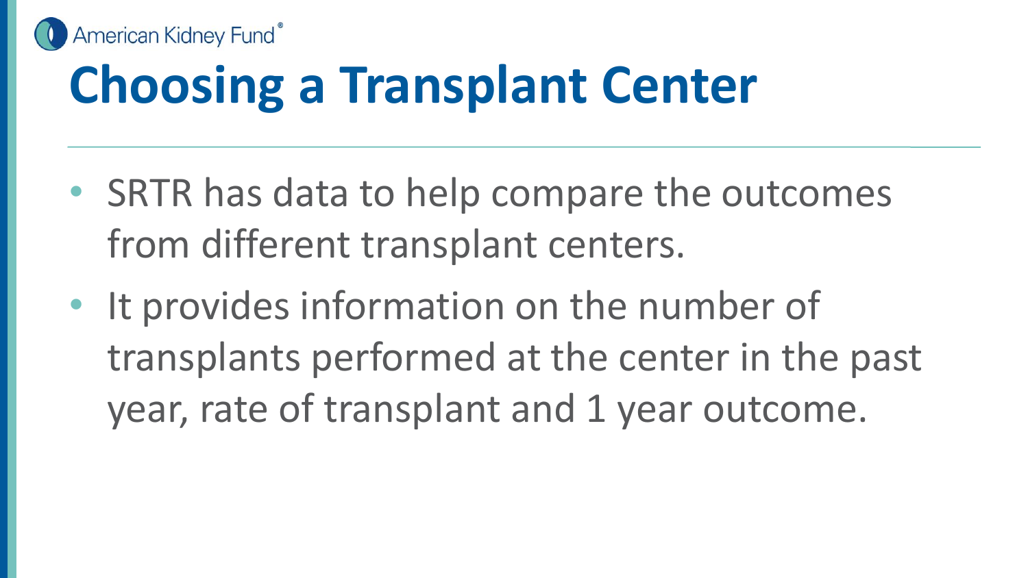# Choosing a Transplant Center

- SRTR has data to help compare the outcomes from different transplant centers.
- It provides information on the number of transplants performed at the center in the past year, rate of transplant and 1 year outcome.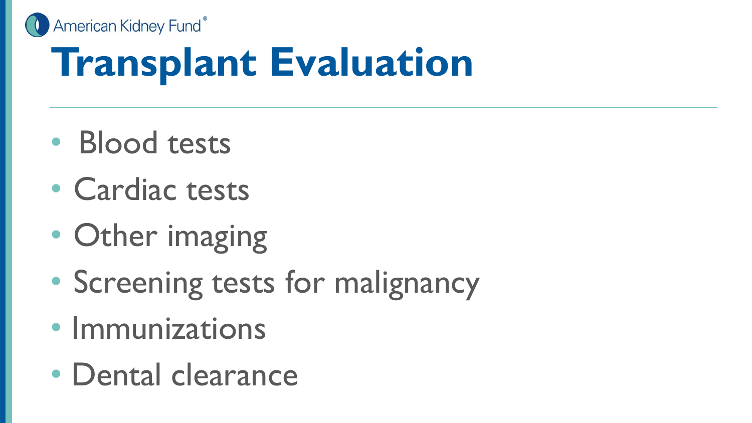# Transplant Evaluation

- Blood tests
- Cardiac tests
- Other imaging
- Screening tests for malignancy
- Immunizations
- Dental clearance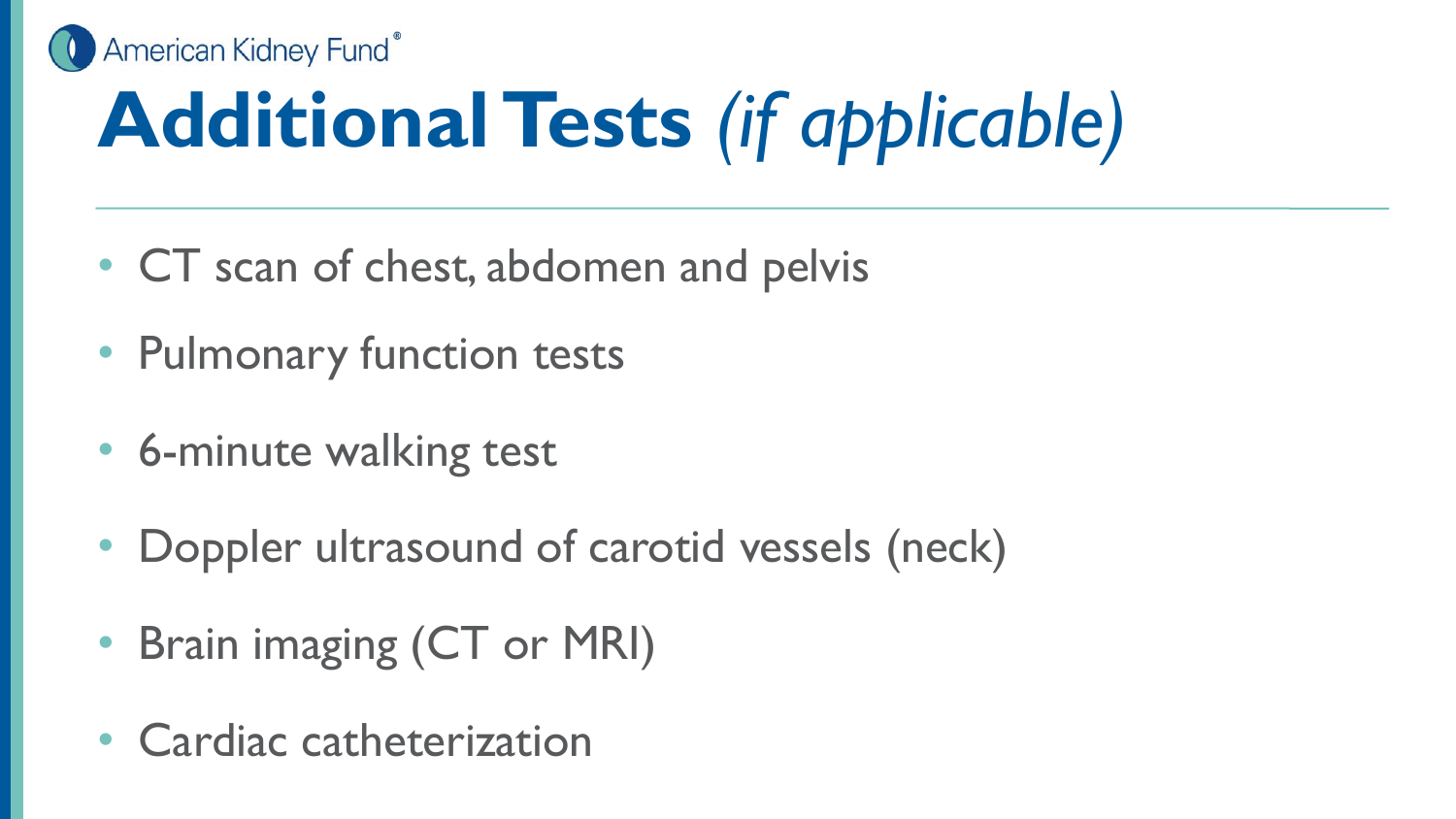# Additional Tests *(if applicable)*

- CT scan of chest, abdomen and pelvis
- Pulmonary function tests
- 6-minute walking test
- Doppler ultrasound of carotid vessels (neck)
- Brain imaging (CT or MRI)
- Cardiac catheterization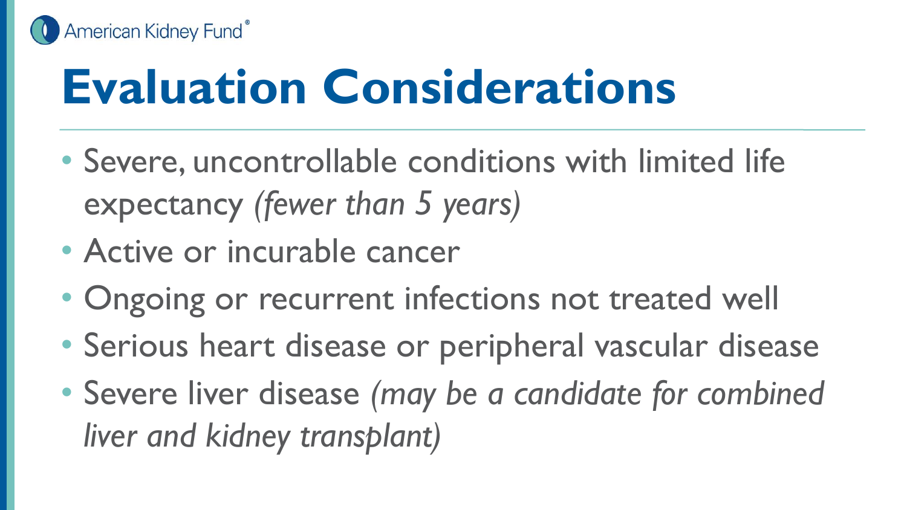# Evaluation Considerations

- Severe, uncontrollable conditions with limited life expectancy *(fewer than 5 years)*
- Active or incurable cancer
- Ongoing or recurrent infections not treated well
- Serious heart disease or peripheral vascular disease
- Severe liver disease *(may be a candidate for combined liver and kidney transplant)*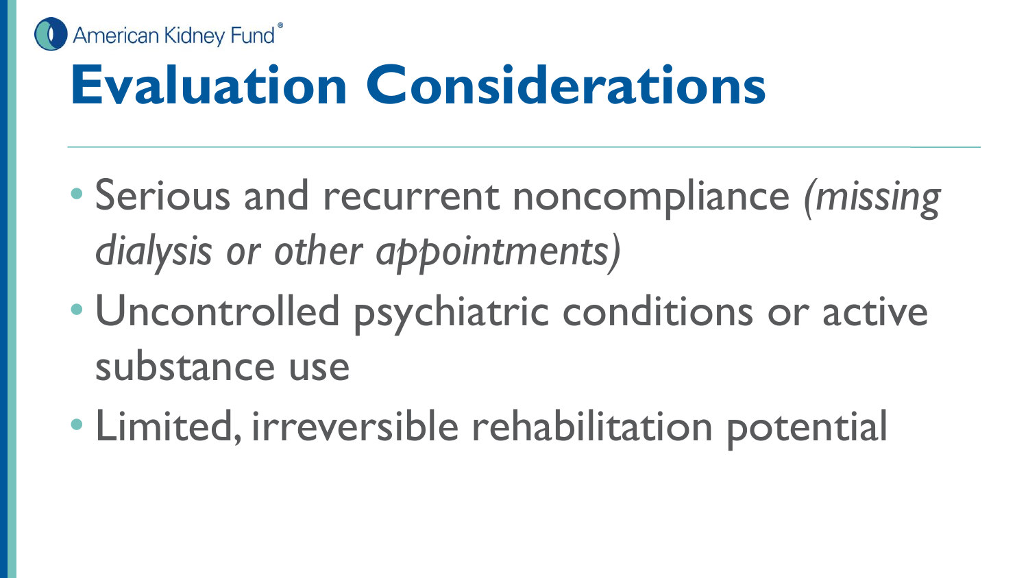# Evaluation Considerations

- Serious and recurrent noncompliance *(missing dialysis or other appointments)*
- Uncontrolled psychiatric conditions or active substance use
- Limited, irreversible rehabilitation potential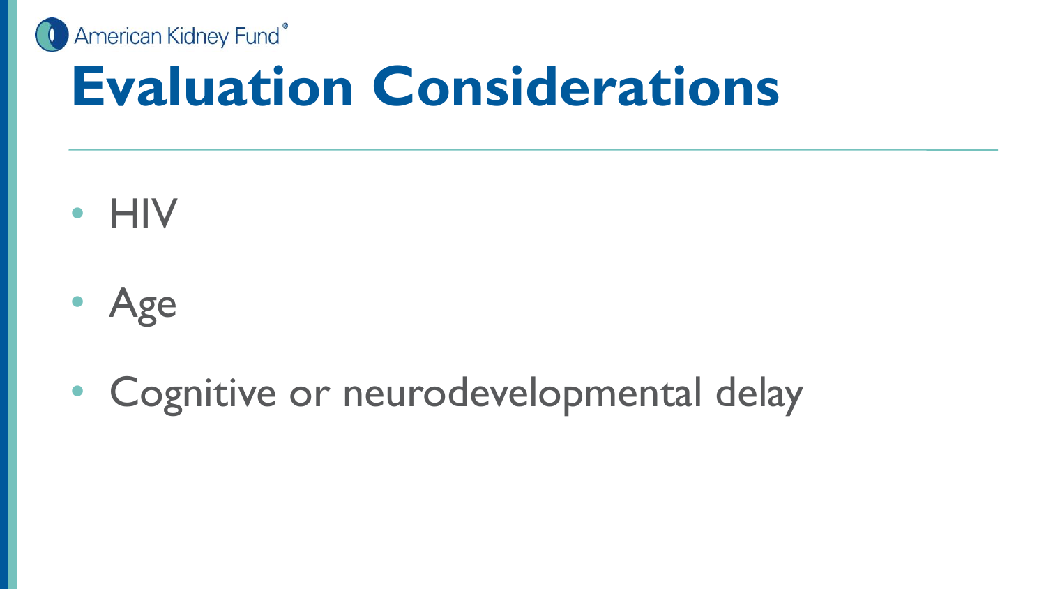# Evaluation Considerations

- HIV
- Age
- Cognitive or neurodevelopmental delay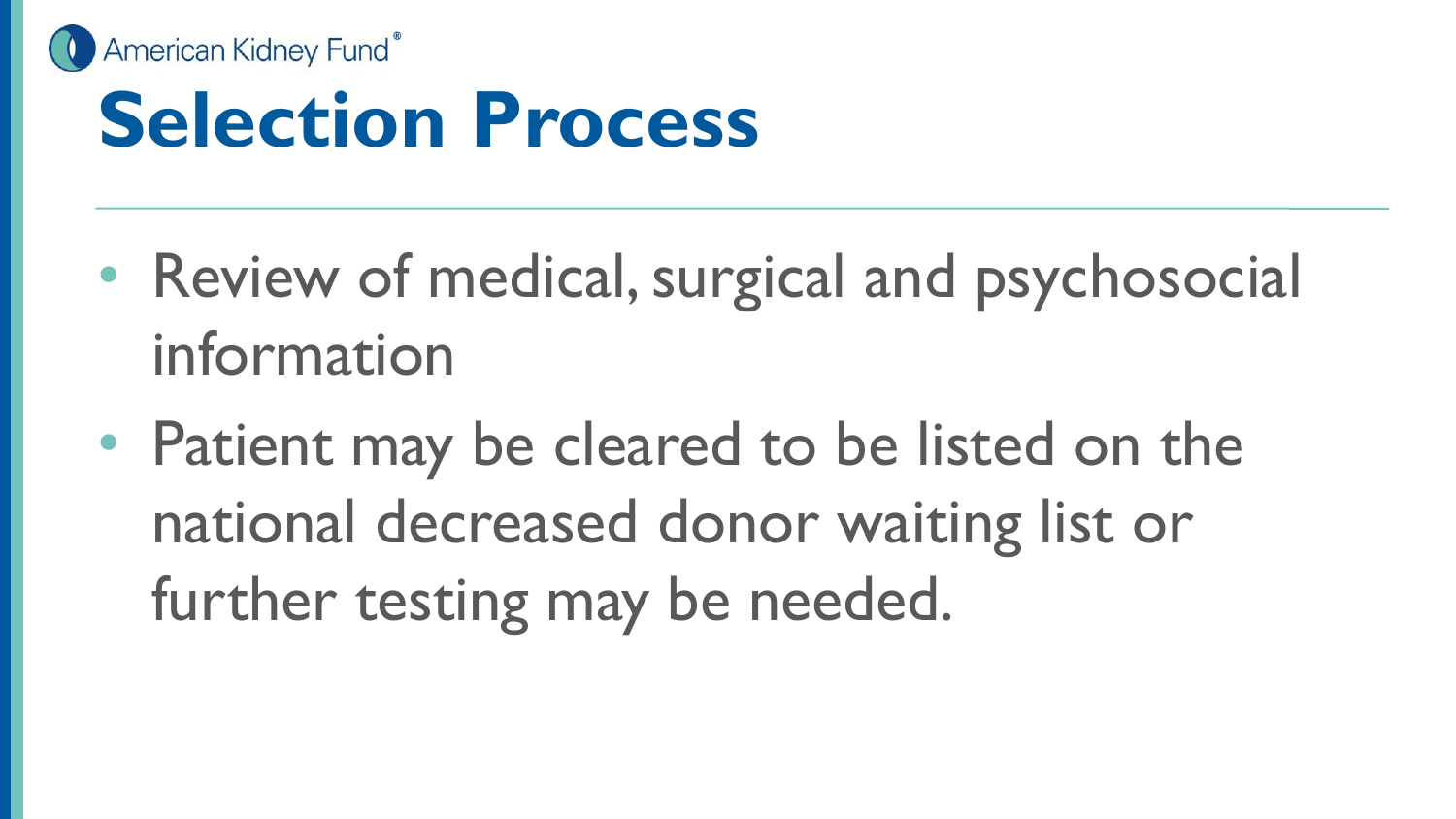# Selection Process

- Review of medical, surgical and psychosocial information
- Patient may be cleared to be listed on the national decreased donor waiting list or further testing may be needed.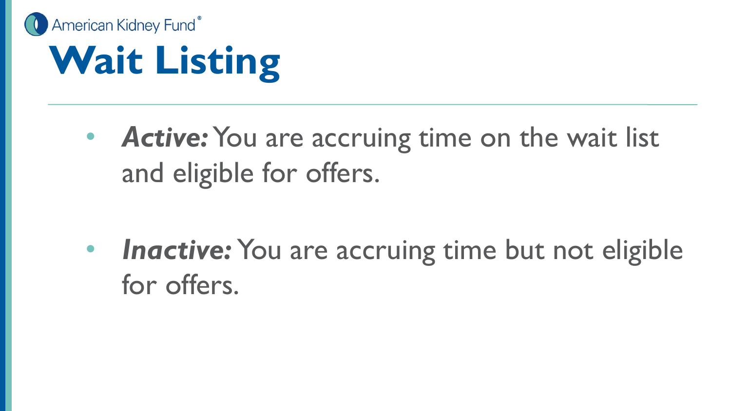# Wait Listing

- ***Active:*** You are accruing time on the wait list and eligible for offers.
- ***Inactive:*** You are accruing time but not eligible for offers.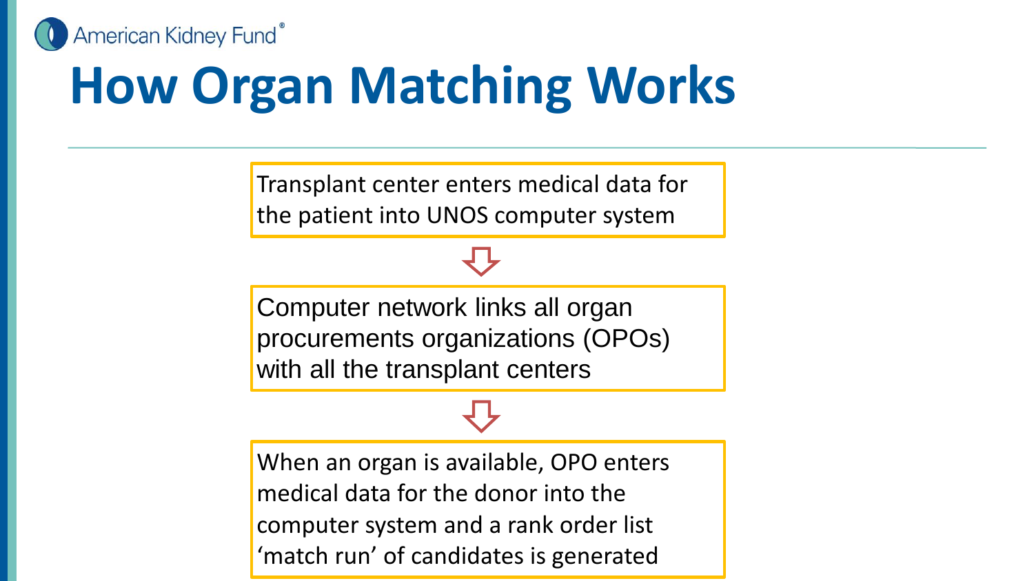# How Organ Matching Works

Transplant center enters medical data for the patient into UNOS computer system

⇩

Computer network links all organ procurements organizations (OPOs) with all the transplant centers

⇩

When an organ is available, OPO enters medical data for the donor into the computer system and a rank order list 'match run' of candidates is generated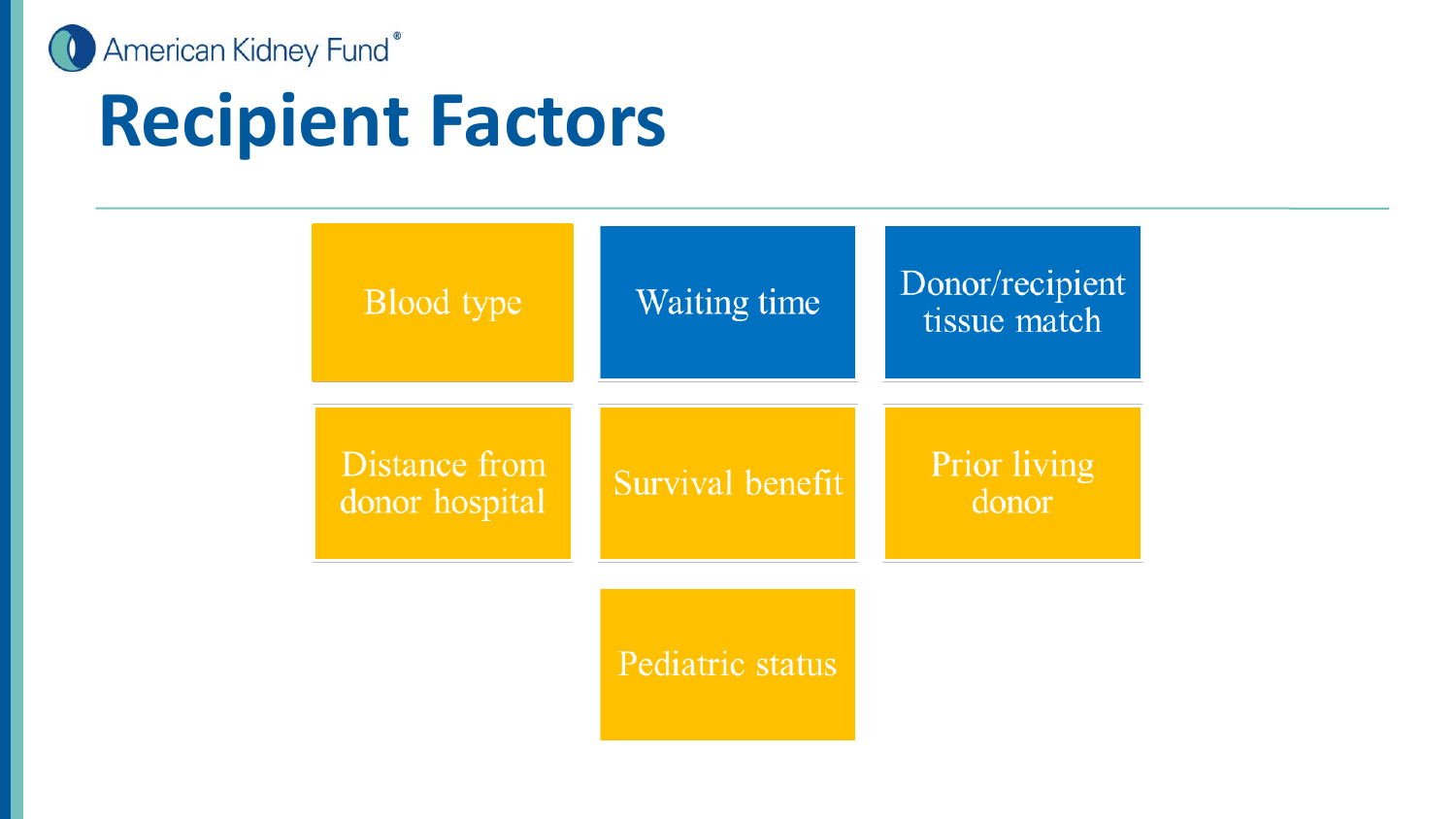# Recipient Factors

- Blood type
- Waiting time
- Donor/recipient tissue match
- Distance from donor hospital
- Survival benefit
- Prior living donor
- Pediatric status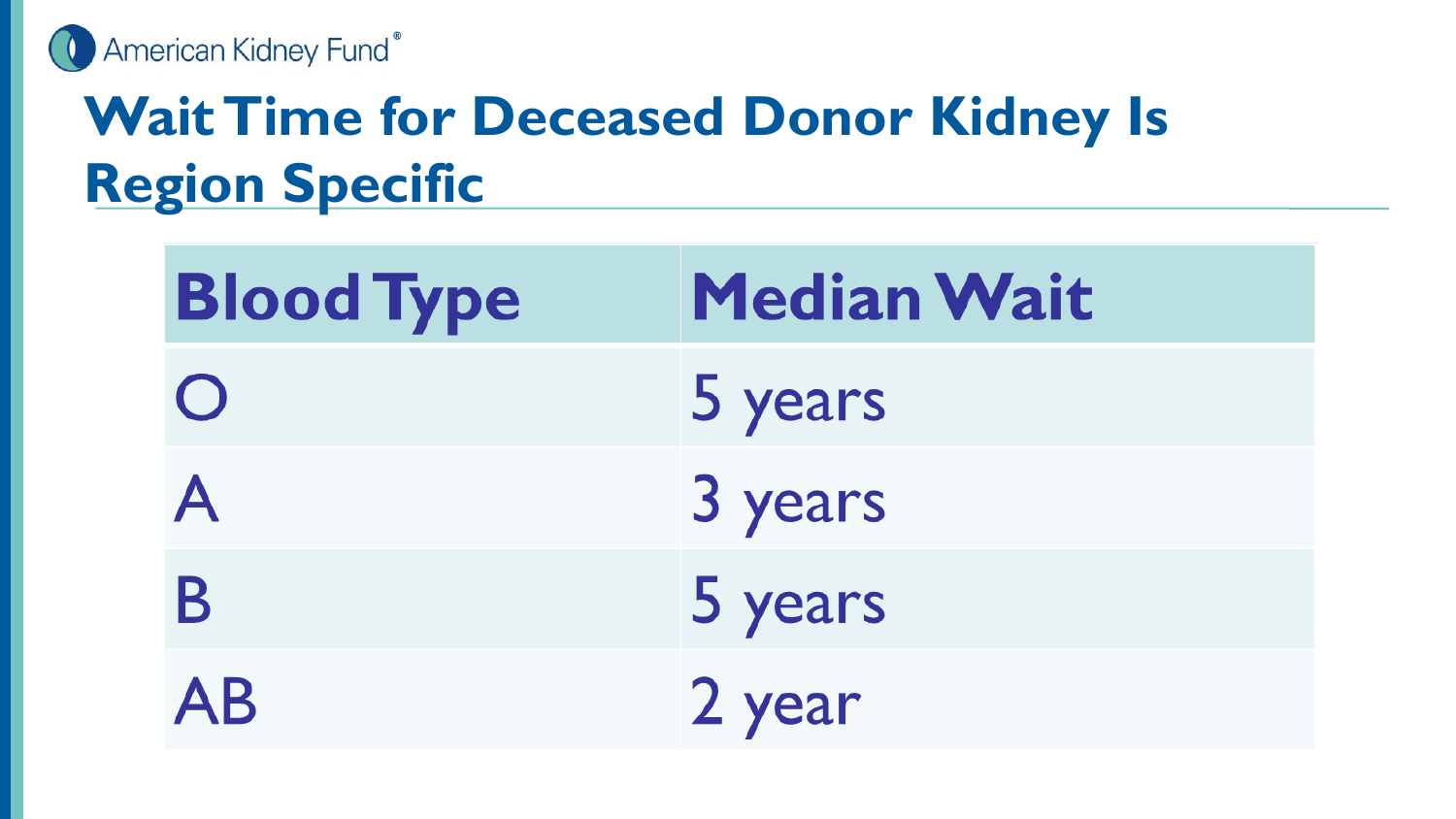# Wait Time for Deceased Donor Kidney Is Region Specific

| Blood Type | Median Wait |
|---|---|
| O | 5 years |
| A | 3 years |
| B | 5 years |
| AB | 2 year |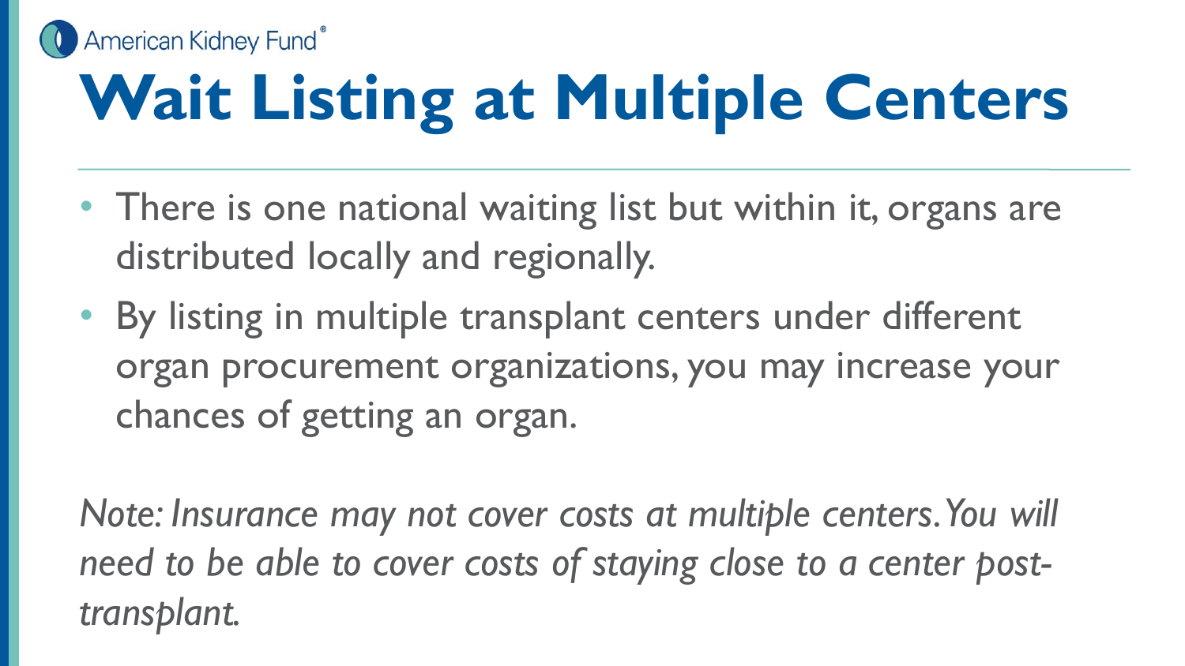# Wait Listing at Multiple Centers

- There is one national waiting list but within it, organs are distributed locally and regionally.
- By listing in multiple transplant centers under different organ procurement organizations, you may increase your chances of getting an organ.

*Note: Insurance may not cover costs at multiple centers. You will need to be able to cover costs of staying close to a center post-transplant.*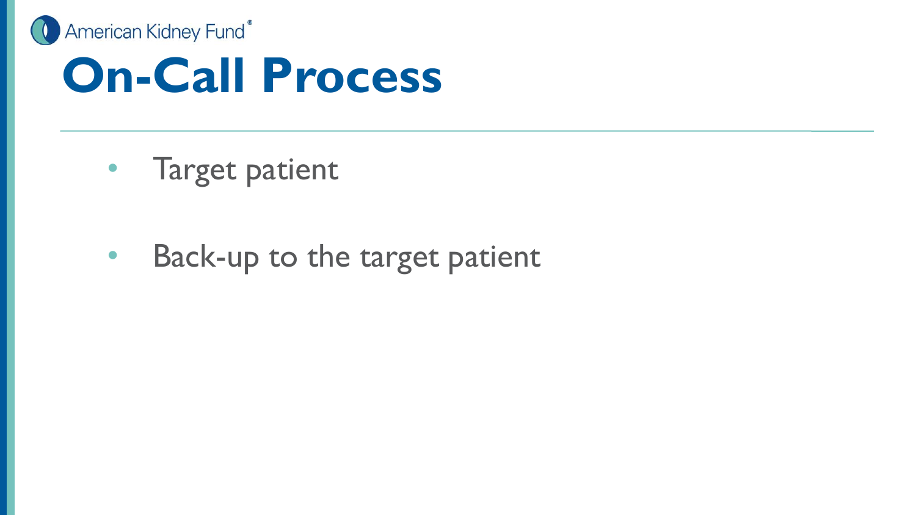# On-Call Process

- Target patient
- Back-up to the target patient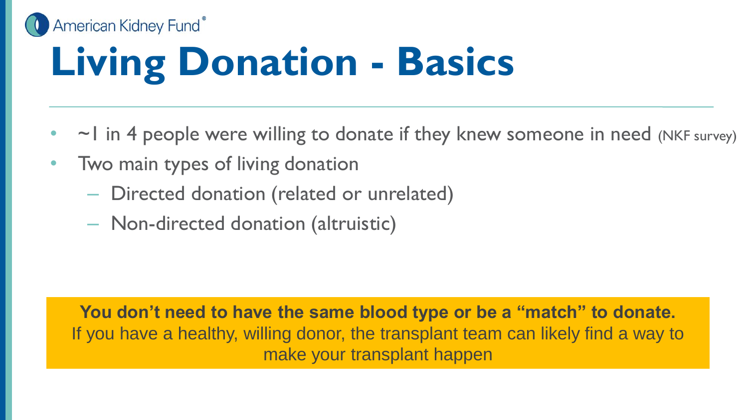# Living Donation - Basics

- ~1 in 4 people were willing to donate if they knew someone in need (NKF survey)
- Two main types of living donation
  - Directed donation (related or unrelated)
  - Non-directed donation (altruistic)

**You don't need to have the same blood type or be a "match" to donate.**
If you have a healthy, willing donor, the transplant team can likely find a way to make your transplant happen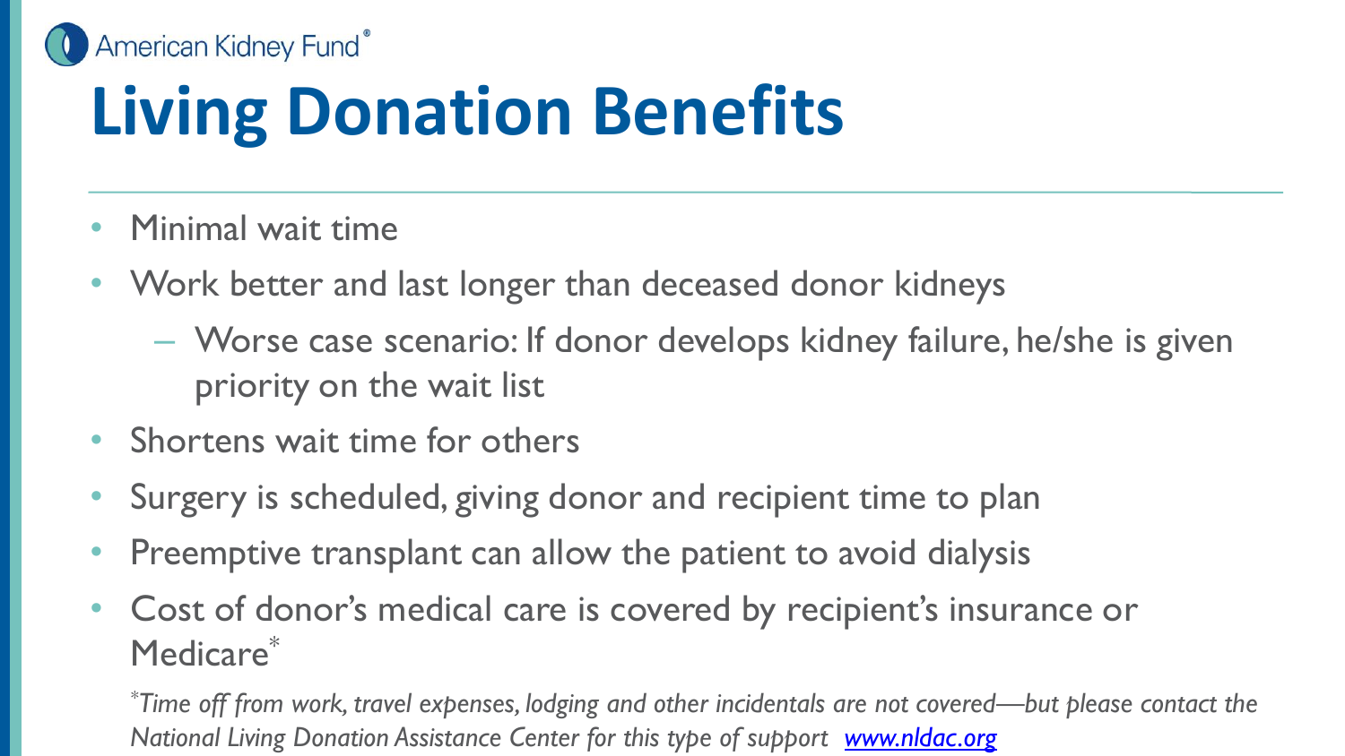American Kidney Fund®

# Living Donation Benefits

- Minimal wait time
- Work better and last longer than deceased donor kidneys
  - Worse case scenario: If donor develops kidney failure, he/she is given priority on the wait list
- Shortens wait time for others
- Surgery is scheduled, giving donor and recipient time to plan
- Preemptive transplant can allow the patient to avoid dialysis
- Cost of donor's medical care is covered by recipient's insurance or Medicare*

*\*Time off from work, travel expenses, lodging and other incidentals are not covered—but please contact the National Living Donation Assistance Center for this type of support* [www.nldac.org](http://www.nldac.org)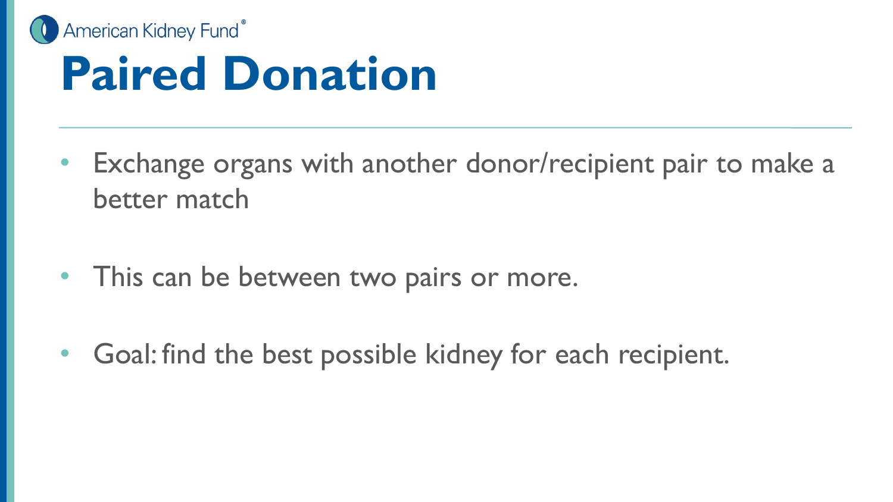# Paired Donation

- Exchange organs with another donor/recipient pair to make a better match
- This can be between two pairs or more.
- Goal: find the best possible kidney for each recipient.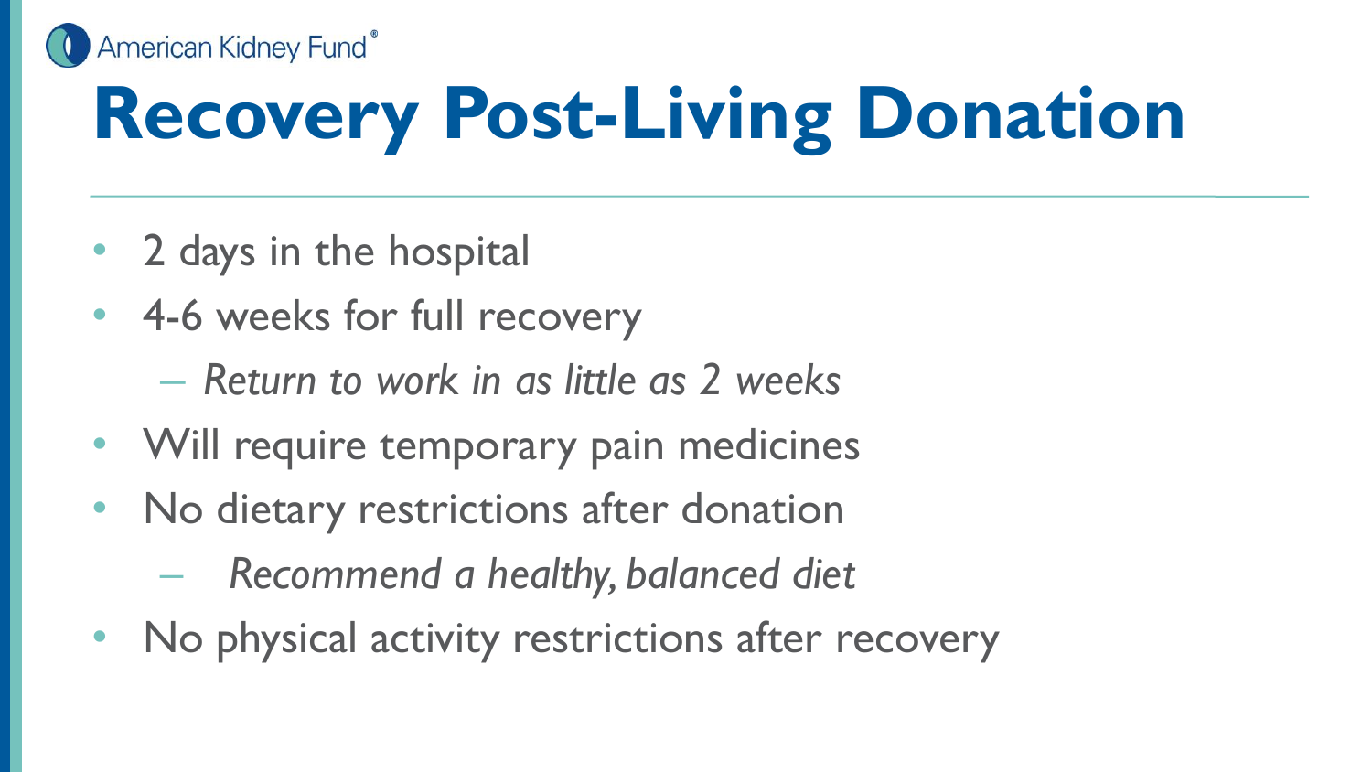American Kidney Fund®

# Recovery Post-Living Donation

- 2 days in the hospital
- 4-6 weeks for full recovery
  - *Return to work in as little as 2 weeks*
- Will require temporary pain medicines
- No dietary restrictions after donation
  - *Recommend a healthy, balanced diet*
- No physical activity restrictions after recovery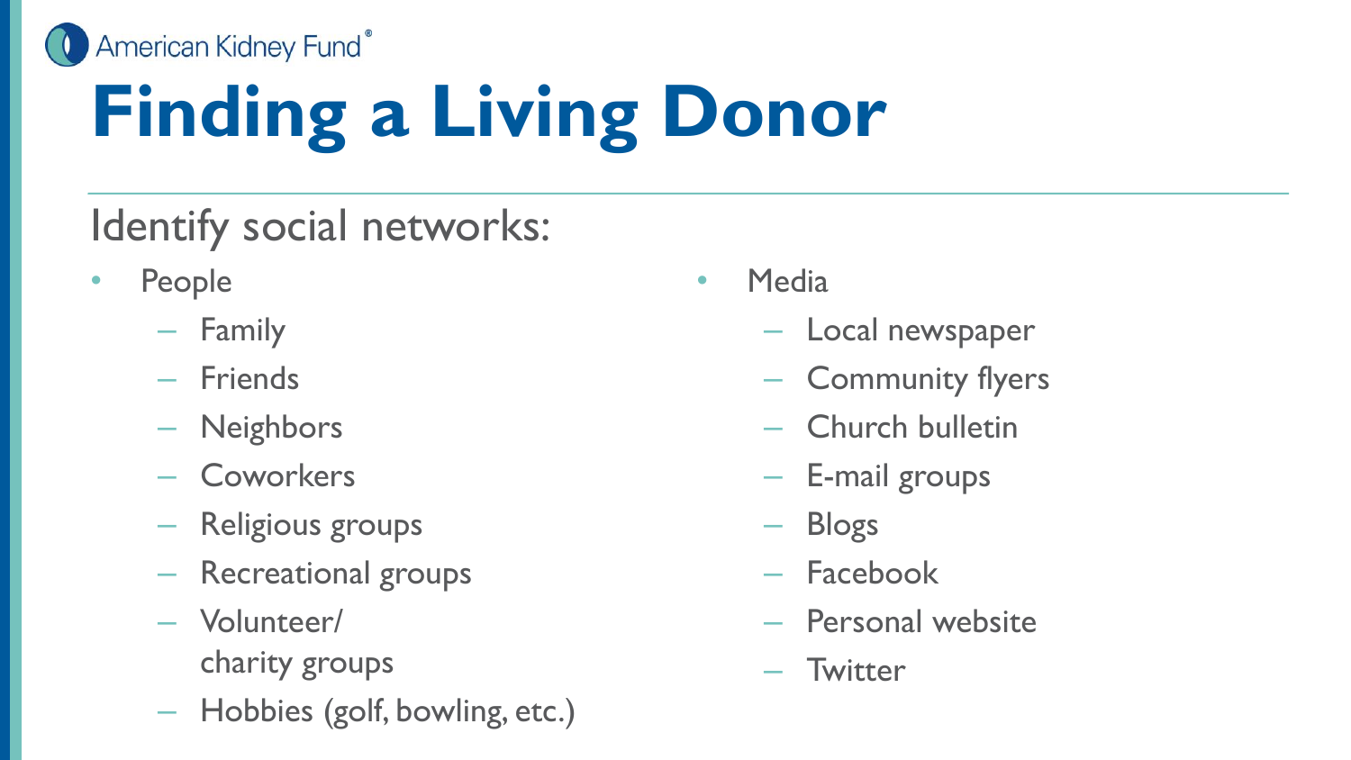American Kidney Fund®

# Finding a Living Donor

Identify social networks:

- People
  - Family
  - Friends
  - Neighbors
  - Coworkers
  - Religious groups
  - Recreational groups
  - Volunteer/ charity groups
  - Hobbies (golf, bowling, etc.)
- Media
  - Local newspaper
  - Community flyers
  - Church bulletin
  - E-mail groups
  - Blogs
  - Facebook
  - Personal website
  - Twitter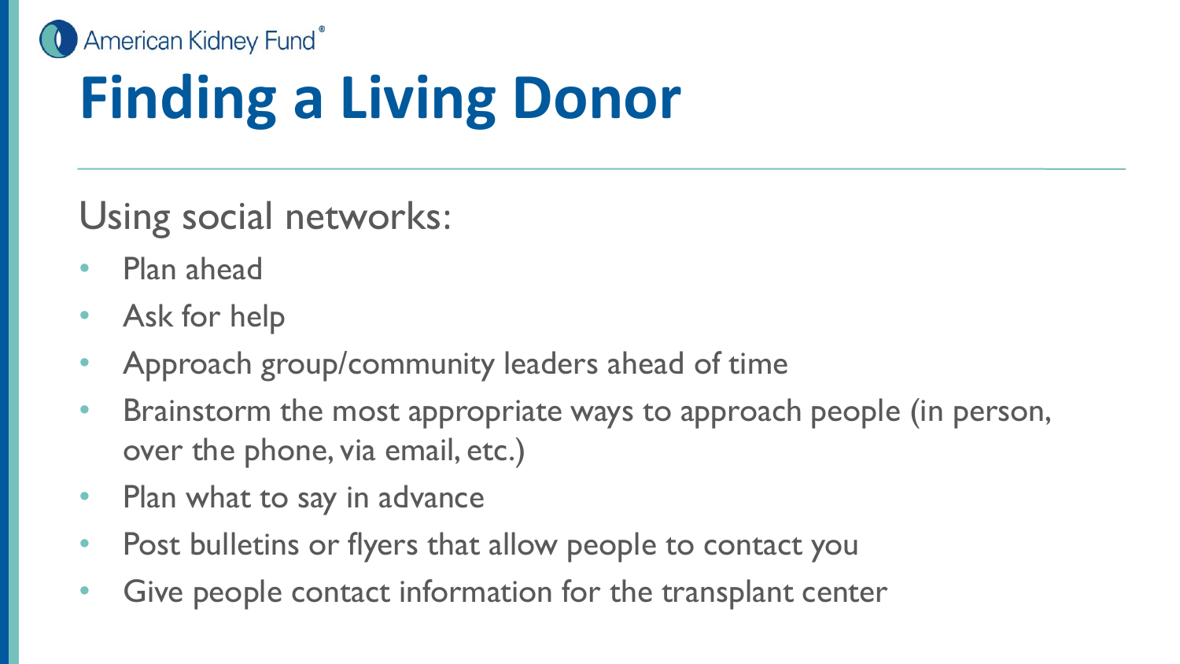# Finding a Living Donor

Using social networks:

- Plan ahead
- Ask for help
- Approach group/community leaders ahead of time
- Brainstorm the most appropriate ways to approach people (in person, over the phone, via email, etc.)
- Plan what to say in advance
- Post bulletins or flyers that allow people to contact you
- Give people contact information for the transplant center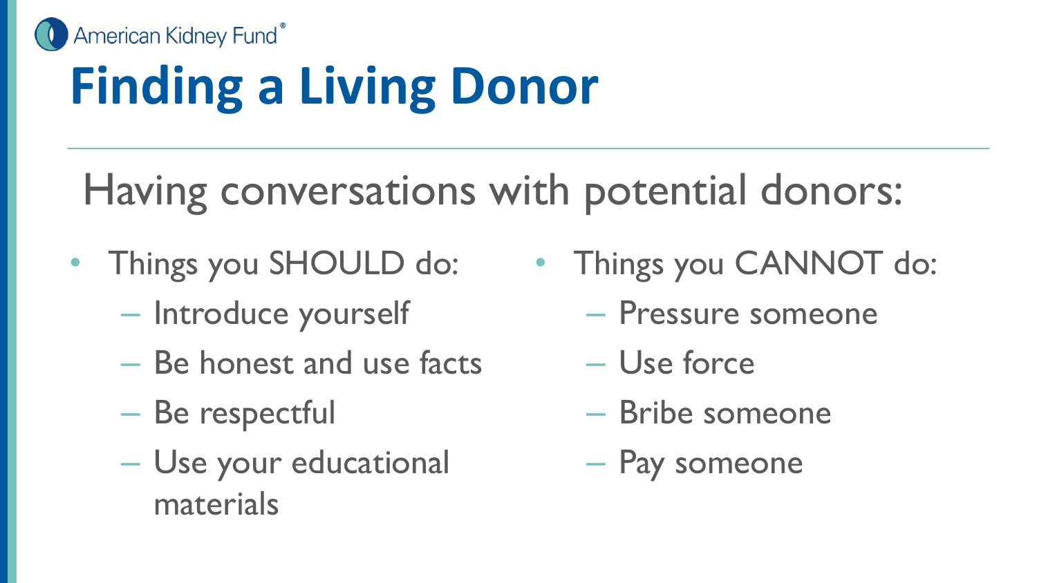# Finding a Living Donor

Having conversations with potential donors:

- Things you SHOULD do:
  - Introduce yourself
  - Be honest and use facts
  - Be respectful
  - Use your educational materials
- Things you CANNOT do:
  - Pressure someone
  - Use force
  - Bribe someone
  - Pay someone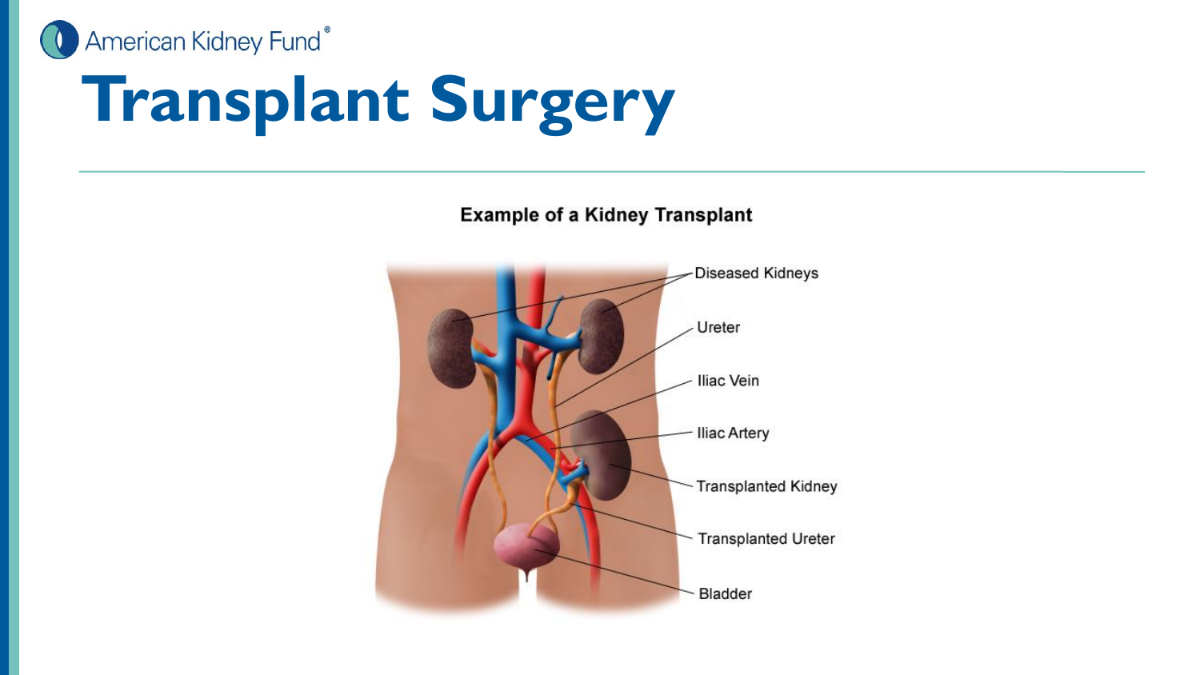# Transplant Surgery

**Example of a Kidney Transplant**

Diseased Kidneys

Ureter

Iliac Vein

Iliac Artery

Transplanted Kidney

Transplanted Ureter

Bladder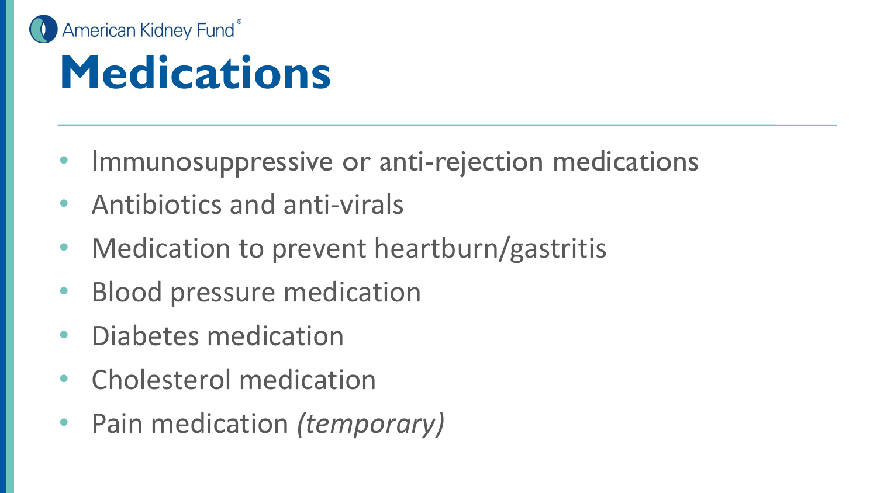# Medications

- Immunosuppressive or anti-rejection medications
- Antibiotics and anti-virals
- Medication to prevent heartburn/gastritis
- Blood pressure medication
- Diabetes medication
- Cholesterol medication
- Pain medication *(temporary)*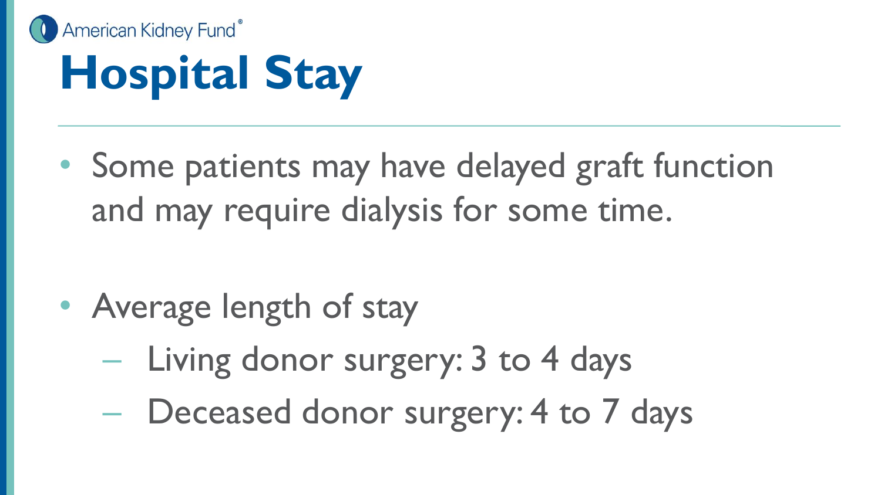# Hospital Stay

- Some patients may have delayed graft function and may require dialysis for some time.

- Average length of stay
  - Living donor surgery: 3 to 4 days
  - Deceased donor surgery: 4 to 7 days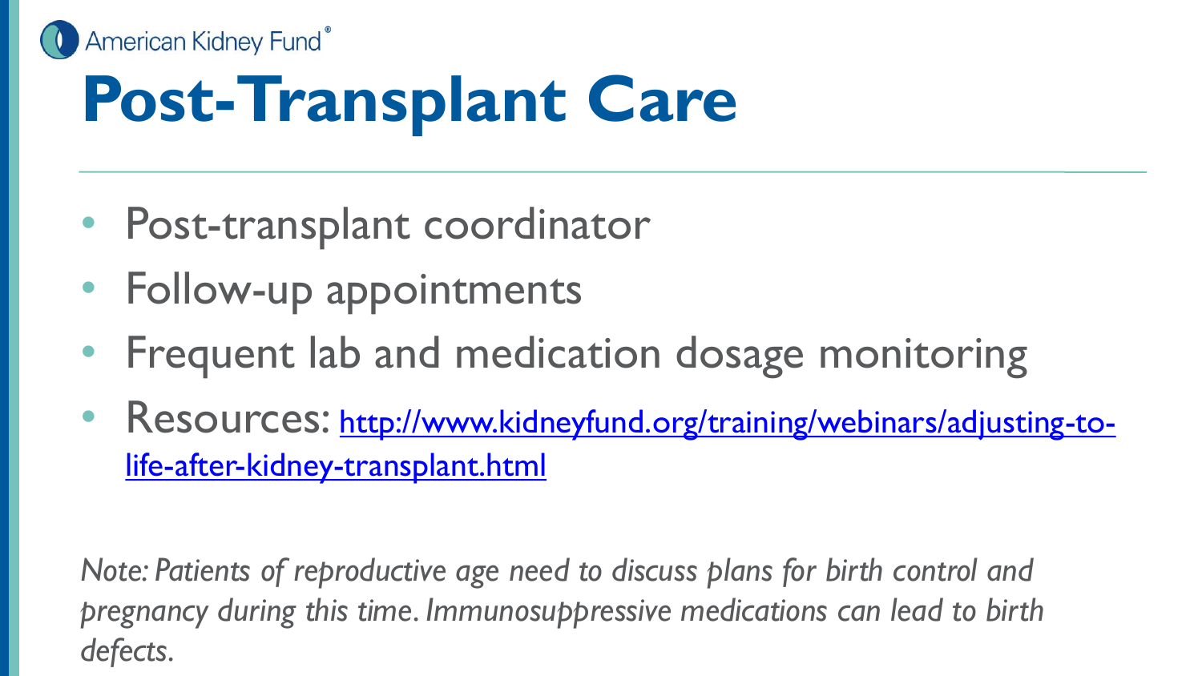# Post-Transplant Care

- Post-transplant coordinator
- Follow-up appointments
- Frequent lab and medication dosage monitoring
- Resources: [http://www.kidneyfund.org/training/webinars/adjusting-to-life-after-kidney-transplant.html](http://www.kidneyfund.org/training/webinars/adjusting-to-life-after-kidney-transplant.html)

*Note: Patients of reproductive age need to discuss plans for birth control and pregnancy during this time. Immunosuppressive medications can lead to birth defects.*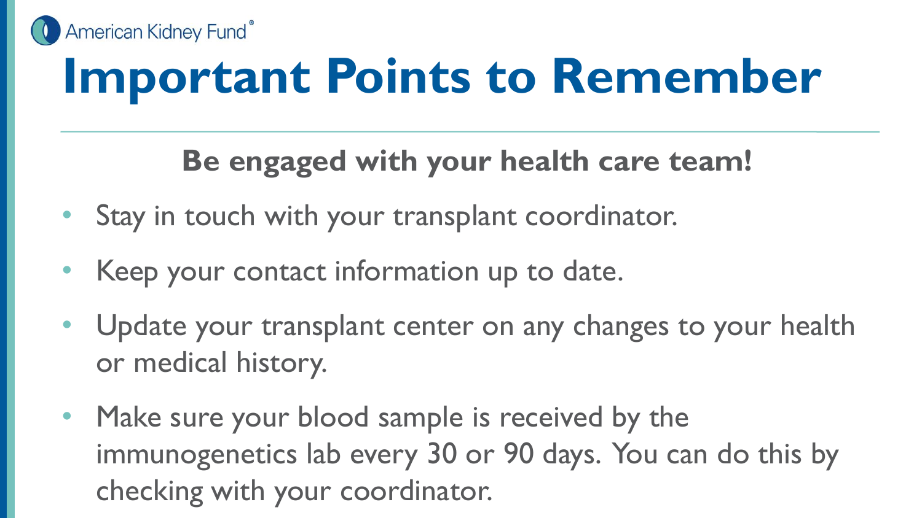# Important Points to Remember

**Be engaged with your health care team!**

- Stay in touch with your transplant coordinator.
- Keep your contact information up to date.
- Update your transplant center on any changes to your health or medical history.
- Make sure your blood sample is received by the immunogenetics lab every 30 or 90 days. You can do this by checking with your coordinator.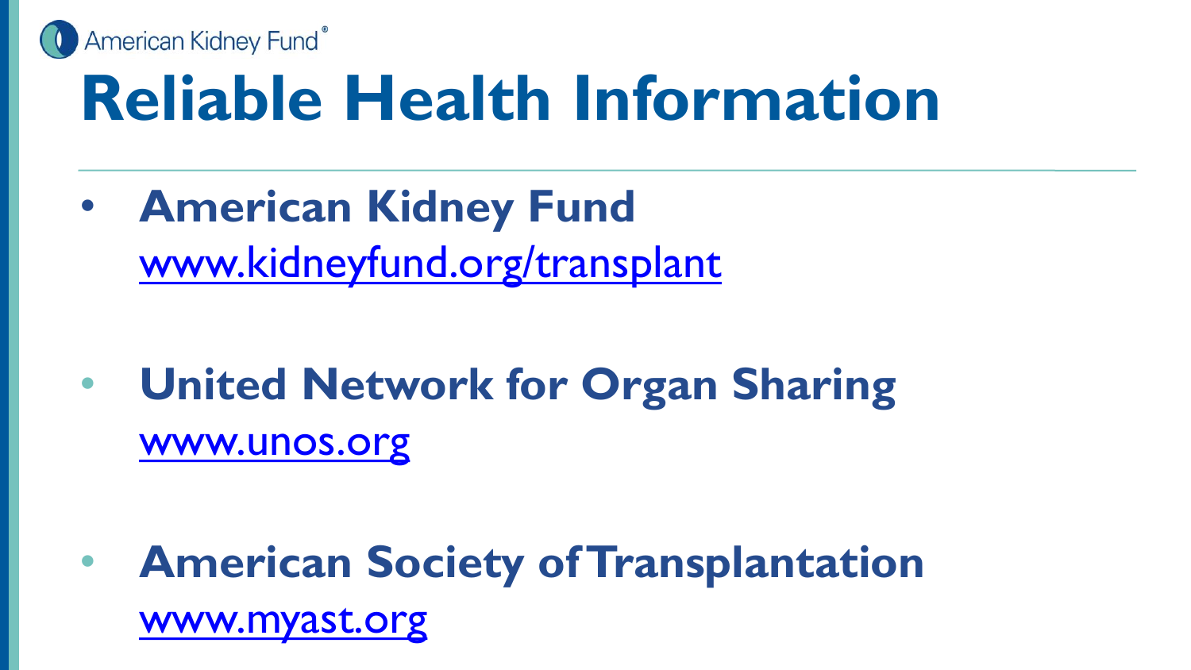# Reliable Health Information

- **American Kidney Fund**
  www.kidneyfund.org/transplant

- **United Network for Organ Sharing**
  www.unos.org

- **American Society of Transplantation**
  www.myast.org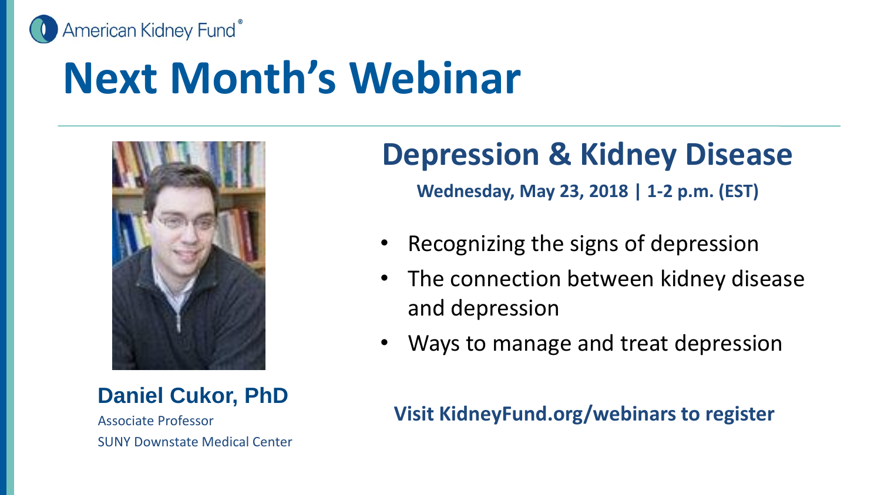American Kidney Fund®

# Next Month's Webinar

## Depression & Kidney Disease

**Wednesday, May 23, 2018 | 1-2 p.m. (EST)**

- Recognizing the signs of depression
- The connection between kidney disease and depression
- Ways to manage and treat depression

**Daniel Cukor, PhD**

Associate Professor

SUNY Downstate Medical Center

**Visit KidneyFund.org/webinars to register**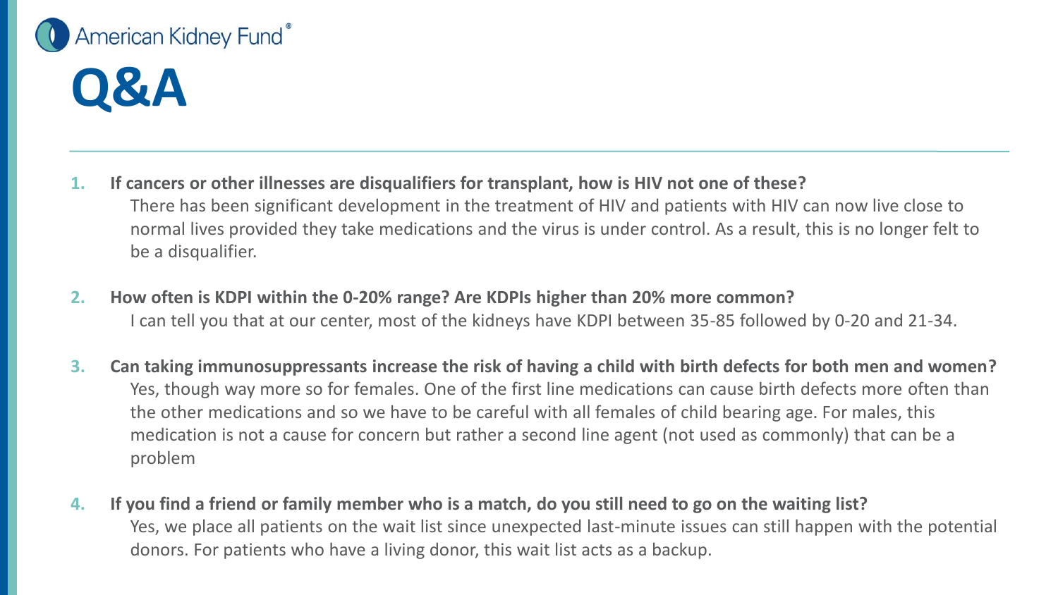American Kidney Fund®

# Q&A

1. **If cancers or other illnesses are disqualifiers for transplant, how is HIV not one of these?**
   There has been significant development in the treatment of HIV and patients with HIV can now live close to normal lives provided they take medications and the virus is under control. As a result, this is no longer felt to be a disqualifier.

2. **How often is KDPI within the 0-20% range? Are KDPIs higher than 20% more common?**
   I can tell you that at our center, most of the kidneys have KDPI between 35-85 followed by 0-20 and 21-34.

3. **Can taking immunosuppressants increase the risk of having a child with birth defects for both men and women?**
   Yes, though way more so for females. One of the first line medications can cause birth defects more often than the other medications and so we have to be careful with all females of child bearing age. For males, this medication is not a cause for concern but rather a second line agent (not used as commonly) that can be a problem

4. **If you find a friend or family member who is a match, do you still need to go on the waiting list?**
   Yes, we place all patients on the wait list since unexpected last-minute issues can still happen with the potential donors. For patients who have a living donor, this wait list acts as a backup.